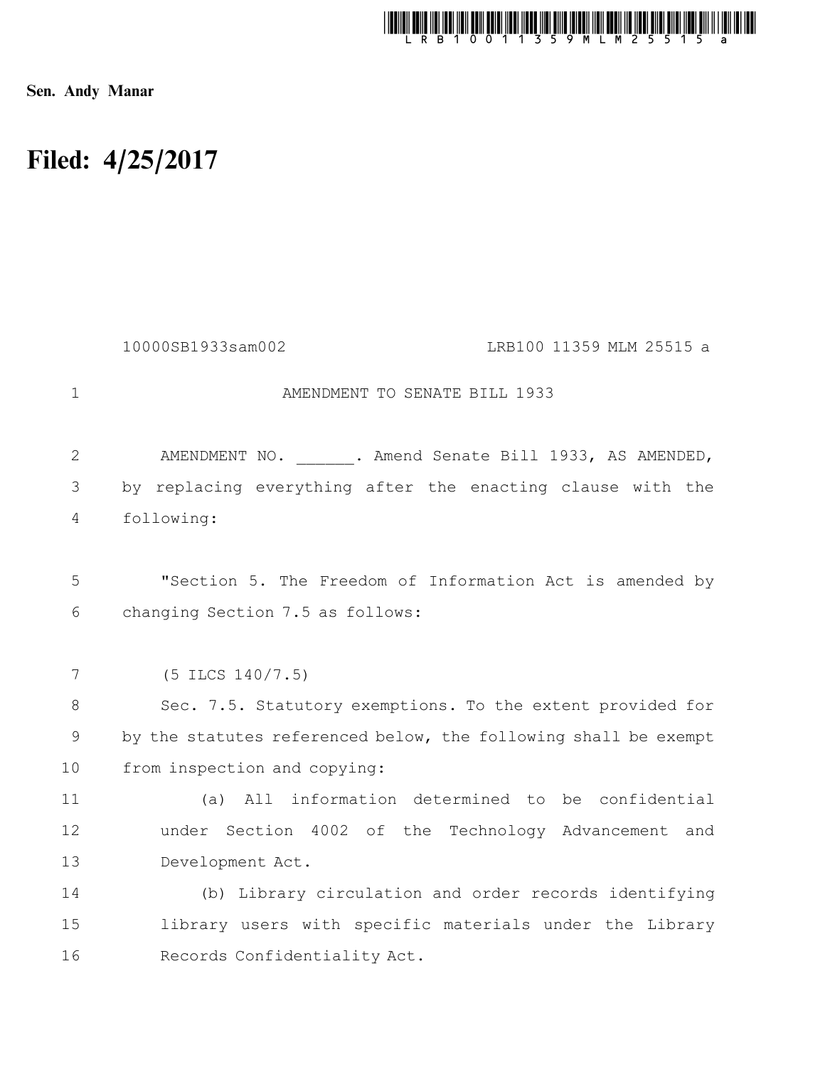Sen. Andy Manar

# Filed: 4/25/2017

10000SB1933sam002 LRB100 11359 MLM 25515 a

AMENDMENT TO SENATE BILL 1933

AMENDMENT NO. ______. Amend Senate Bill 1933, AS AMENDED, by replacing everything after the enacting clause with the following:

"Section 5. The Freedom of Information Act is amended by changing Section 7.5 as follows:

(5 ILCS 140/7.5)

Sec. 7.5. Statutory exemptions. To the extent provided for by the statutes referenced below, the following shall be exempt from inspection and copying:

(a) All information determined to be confidential under Section 4002 of the Technology Advancement and Development Act.

(b) Library circulation and order records identifying library users with specific materials under the Library Records Confidentiality Act.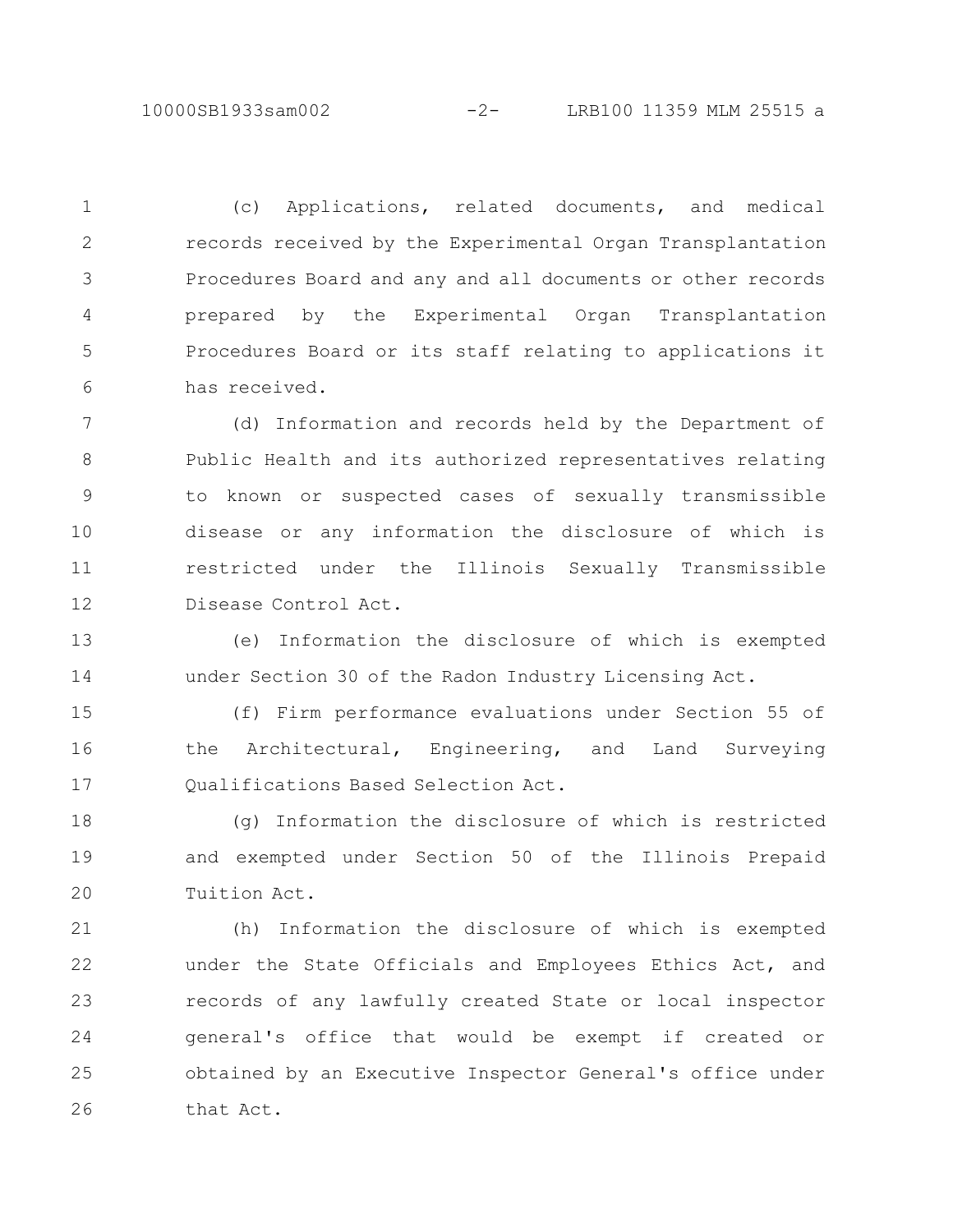(c) Applications, related documents, and medical records received by the Experimental Organ Transplantation Procedures Board and any and all documents or other records prepared by the Experimental Organ Transplantation Procedures Board or its staff relating to applications it has received.

(d) Information and records held by the Department of Public Health and its authorized representatives relating to known or suspected cases of sexually transmissible disease or any information the disclosure of which is restricted under the Illinois Sexually Transmissible Disease Control Act.

(e) Information the disclosure of which is exempted under Section 30 of the Radon Industry Licensing Act.

(f) Firm performance evaluations under Section 55 of the Architectural, Engineering, and Land Surveying Qualifications Based Selection Act.

(g) Information the disclosure of which is restricted and exempted under Section 50 of the Illinois Prepaid Tuition Act.

(h) Information the disclosure of which is exempted under the State Officials and Employees Ethics Act, and records of any lawfully created State or local inspector general's office that would be exempt if created or obtained by an Executive Inspector General's office under that Act.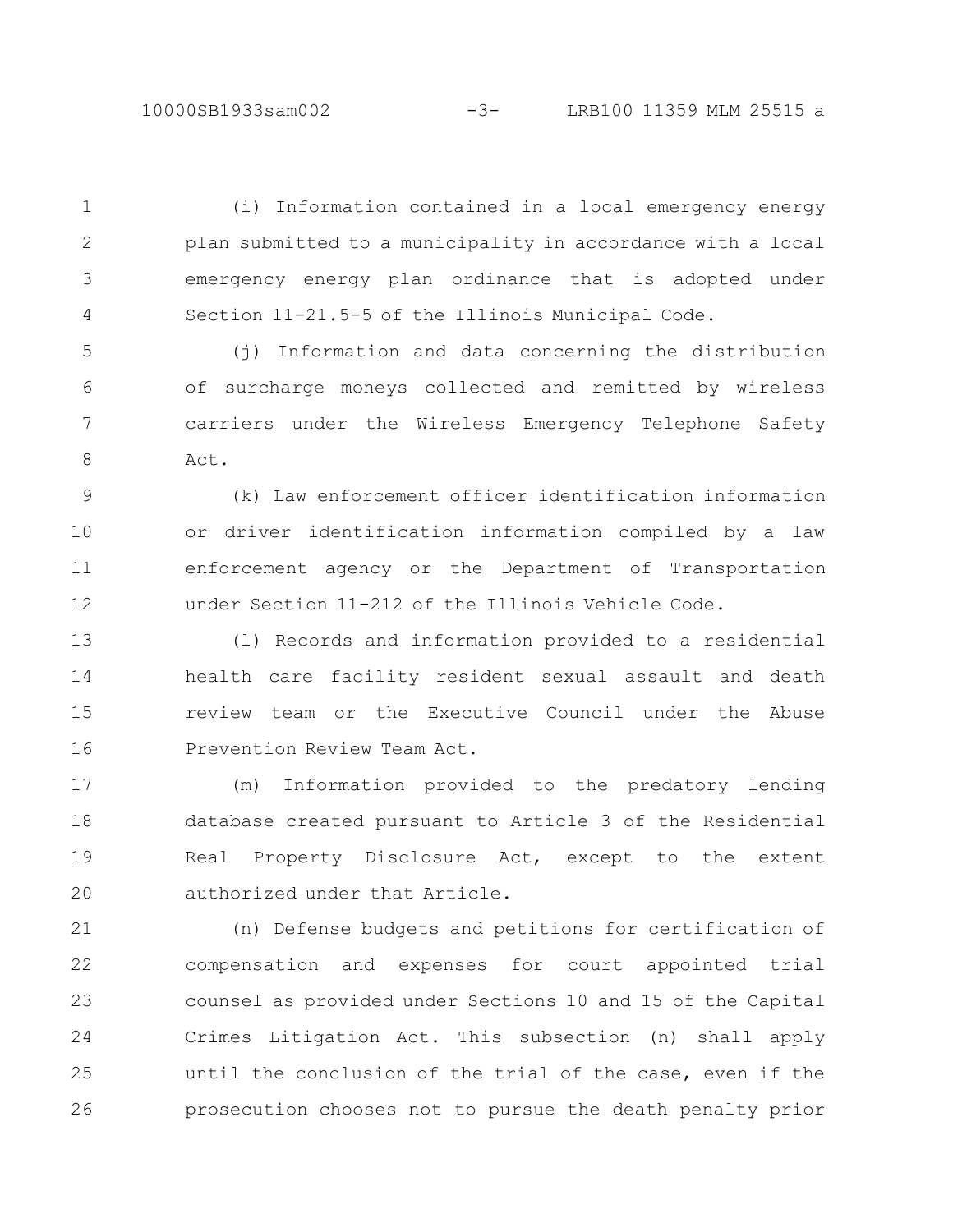(i) Information contained in a local emergency energy plan submitted to a municipality in accordance with a local emergency energy plan ordinance that is adopted under Section 11-21.5-5 of the Illinois Municipal Code.

(j) Information and data concerning the distribution of surcharge moneys collected and remitted by wireless carriers under the Wireless Emergency Telephone Safety Act.

(k) Law enforcement officer identification information or driver identification information compiled by a law enforcement agency or the Department of Transportation under Section 11-212 of the Illinois Vehicle Code.

(l) Records and information provided to a residential health care facility resident sexual assault and death review team or the Executive Council under the Abuse Prevention Review Team Act.

(m) Information provided to the predatory lending database created pursuant to Article 3 of the Residential Real Property Disclosure Act, except to the extent authorized under that Article.

(n) Defense budgets and petitions for certification of compensation and expenses for court appointed trial counsel as provided under Sections 10 and 15 of the Capital Crimes Litigation Act. This subsection (n) shall apply until the conclusion of the trial of the case, even if the prosecution chooses not to pursue the death penalty prior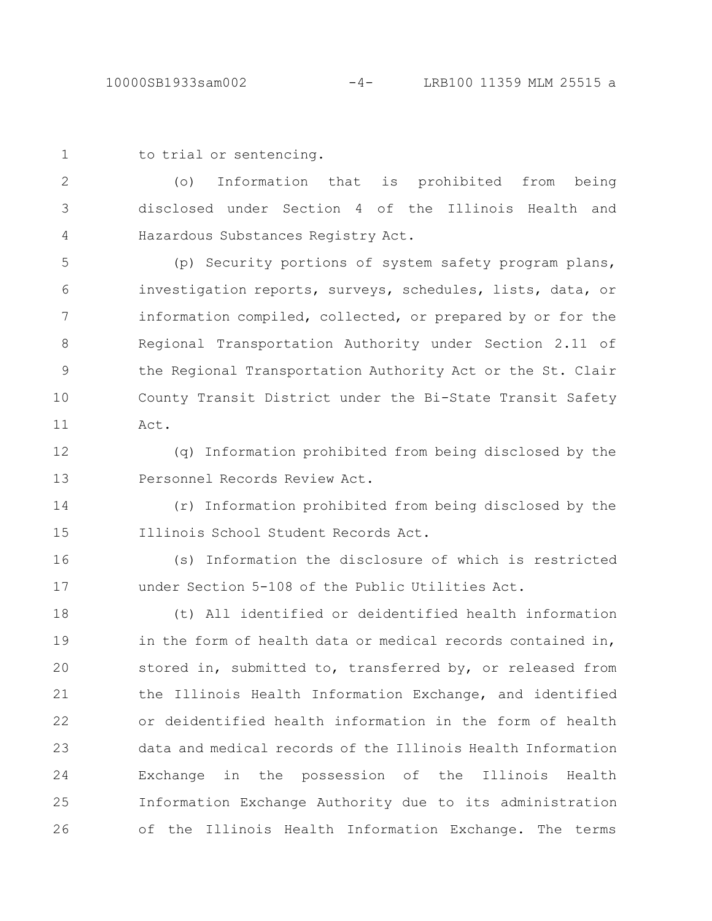to trial or sentencing.

(o) Information that is prohibited from being disclosed under Section 4 of the Illinois Health and Hazardous Substances Registry Act.

(p) Security portions of system safety program plans, investigation reports, surveys, schedules, lists, data, or information compiled, collected, or prepared by or for the Regional Transportation Authority under Section 2.11 of the Regional Transportation Authority Act or the St. Clair County Transit District under the Bi-State Transit Safety Act.

(q) Information prohibited from being disclosed by the Personnel Records Review Act.

(r) Information prohibited from being disclosed by the Illinois School Student Records Act.

(s) Information the disclosure of which is restricted under Section 5-108 of the Public Utilities Act.

(t) All identified or deidentified health information in the form of health data or medical records contained in, stored in, submitted to, transferred by, or released from the Illinois Health Information Exchange, and identified or deidentified health information in the form of health data and medical records of the Illinois Health Information Exchange in the possession of the Illinois Health Information Exchange Authority due to its administration of the Illinois Health Information Exchange. The terms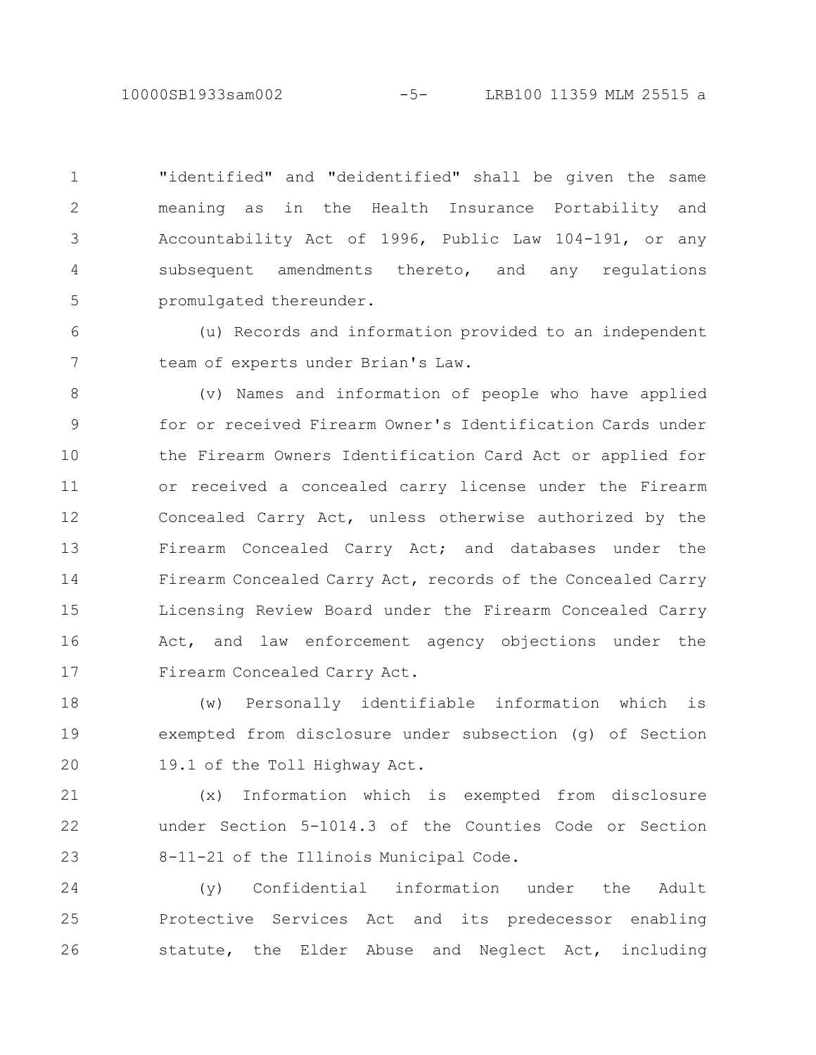"identified" and "deidentified" shall be given the same meaning as in the Health Insurance Portability and Accountability Act of 1996, Public Law 104-191, or any subsequent amendments thereto, and any regulations promulgated thereunder.

(u) Records and information provided to an independent team of experts under Brian's Law.

(v) Names and information of people who have applied for or received Firearm Owner's Identification Cards under the Firearm Owners Identification Card Act or applied for or received a concealed carry license under the Firearm Concealed Carry Act, unless otherwise authorized by the Firearm Concealed Carry Act; and databases under the Firearm Concealed Carry Act, records of the Concealed Carry Licensing Review Board under the Firearm Concealed Carry Act, and law enforcement agency objections under the Firearm Concealed Carry Act.

(w) Personally identifiable information which is exempted from disclosure under subsection (g) of Section 19.1 of the Toll Highway Act.

(x) Information which is exempted from disclosure under Section 5-1014.3 of the Counties Code or Section 8-11-21 of the Illinois Municipal Code.

(y) Confidential information under the Adult Protective Services Act and its predecessor enabling statute, the Elder Abuse and Neglect Act, including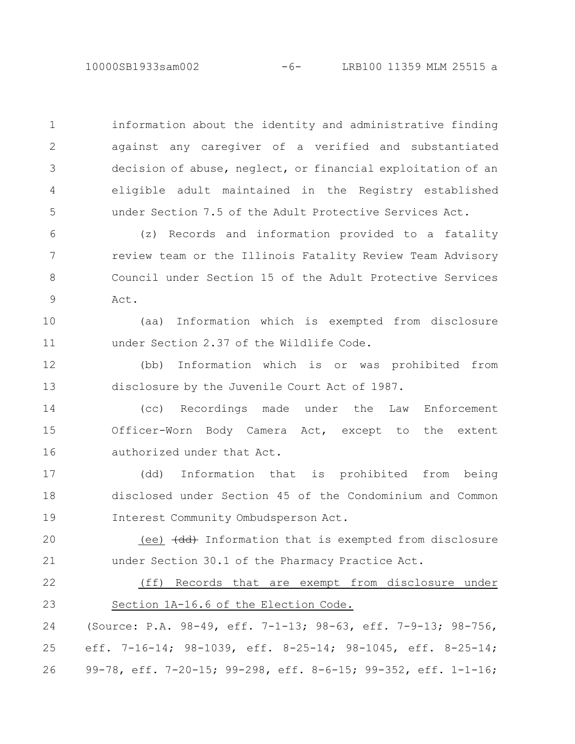information about the identity and administrative finding against any caregiver of a verified and substantiated decision of abuse, neglect, or financial exploitation of an eligible adult maintained in the Registry established under Section 7.5 of the Adult Protective Services Act.

(z) Records and information provided to a fatality review team or the Illinois Fatality Review Team Advisory Council under Section 15 of the Adult Protective Services Act.

(aa) Information which is exempted from disclosure under Section 2.37 of the Wildlife Code.

(bb) Information which is or was prohibited from disclosure by the Juvenile Court Act of 1987.

(cc) Recordings made under the Law Enforcement Officer-Worn Body Camera Act, except to the extent authorized under that Act.

(dd) Information that is prohibited from being disclosed under Section 45 of the Condominium and Common Interest Community Ombudsperson Act.

(ee) ~~(dd)~~ Information that is exempted from disclosure under Section 30.1 of the Pharmacy Practice Act.

(ff) Records that are exempt from disclosure under Section 1A-16.6 of the Election Code.

(Source: P.A. 98-49, eff. 7-1-13; 98-63, eff. 7-9-13; 98-756, eff. 7-16-14; 98-1039, eff. 8-25-14; 98-1045, eff. 8-25-14; 99-78, eff. 7-20-15; 99-298, eff. 8-6-15; 99-352, eff. 1-1-16;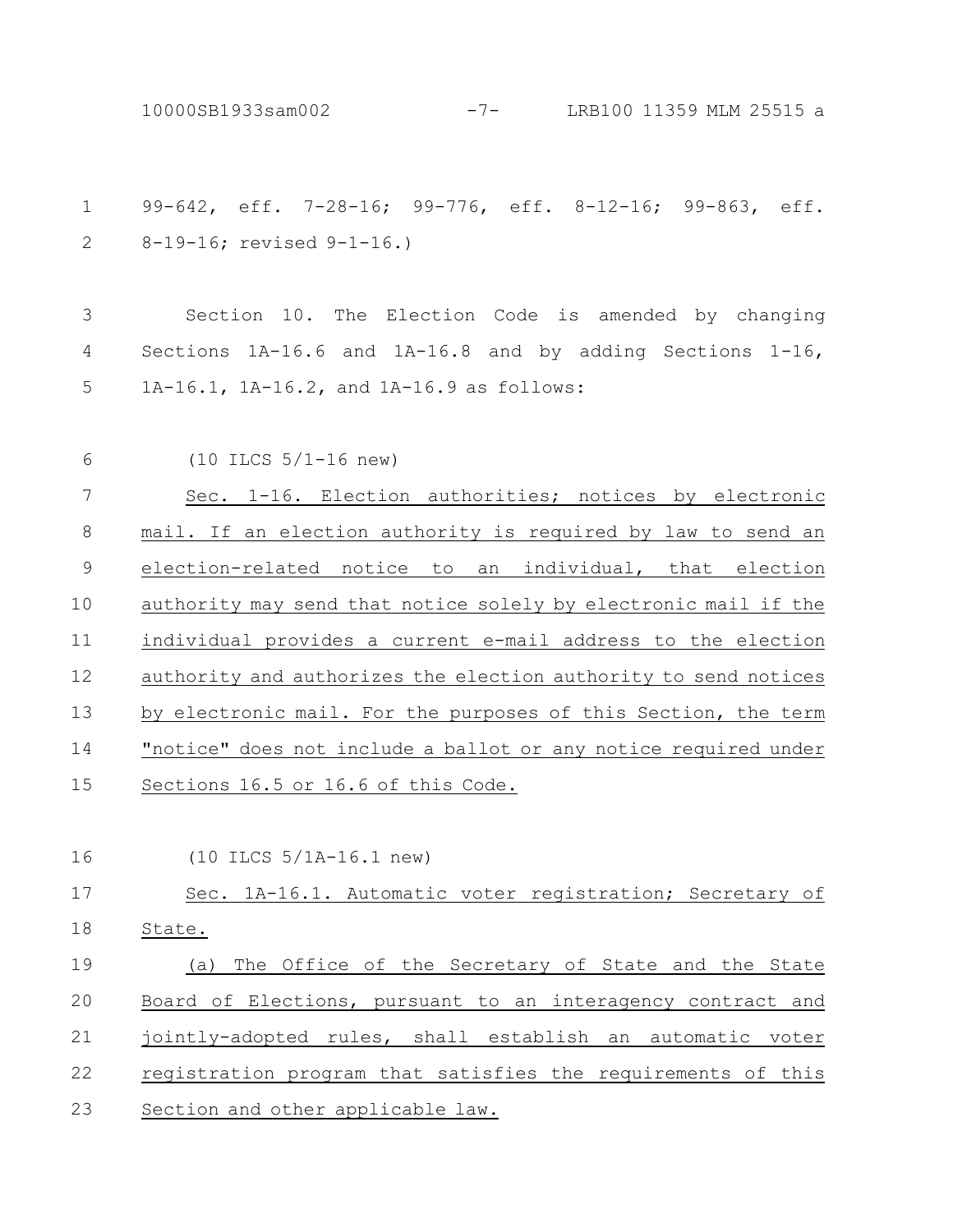99-642, eff. 7-28-16; 99-776, eff. 8-12-16; 99-863, eff. 8-19-16; revised 9-1-16.)

Section 10. The Election Code is amended by changing Sections 1A-16.6 and 1A-16.8 and by adding Sections 1-16, 1A-16.1, 1A-16.2, and 1A-16.9 as follows:

(10 ILCS 5/1-16 new)

Sec. 1-16. Election authorities; notices by electronic mail. If an election authority is required by law to send an election-related notice to an individual, that election authority may send that notice solely by electronic mail if the individual provides a current e-mail address to the election authority and authorizes the election authority to send notices by electronic mail. For the purposes of this Section, the term "notice" does not include a ballot or any notice required under Sections 16.5 or 16.6 of this Code.

(10 ILCS 5/1A-16.1 new)

Sec. 1A-16.1. Automatic voter registration; Secretary of State.

(a) The Office of the Secretary of State and the State Board of Elections, pursuant to an interagency contract and jointly-adopted rules, shall establish an automatic voter registration program that satisfies the requirements of this Section and other applicable law.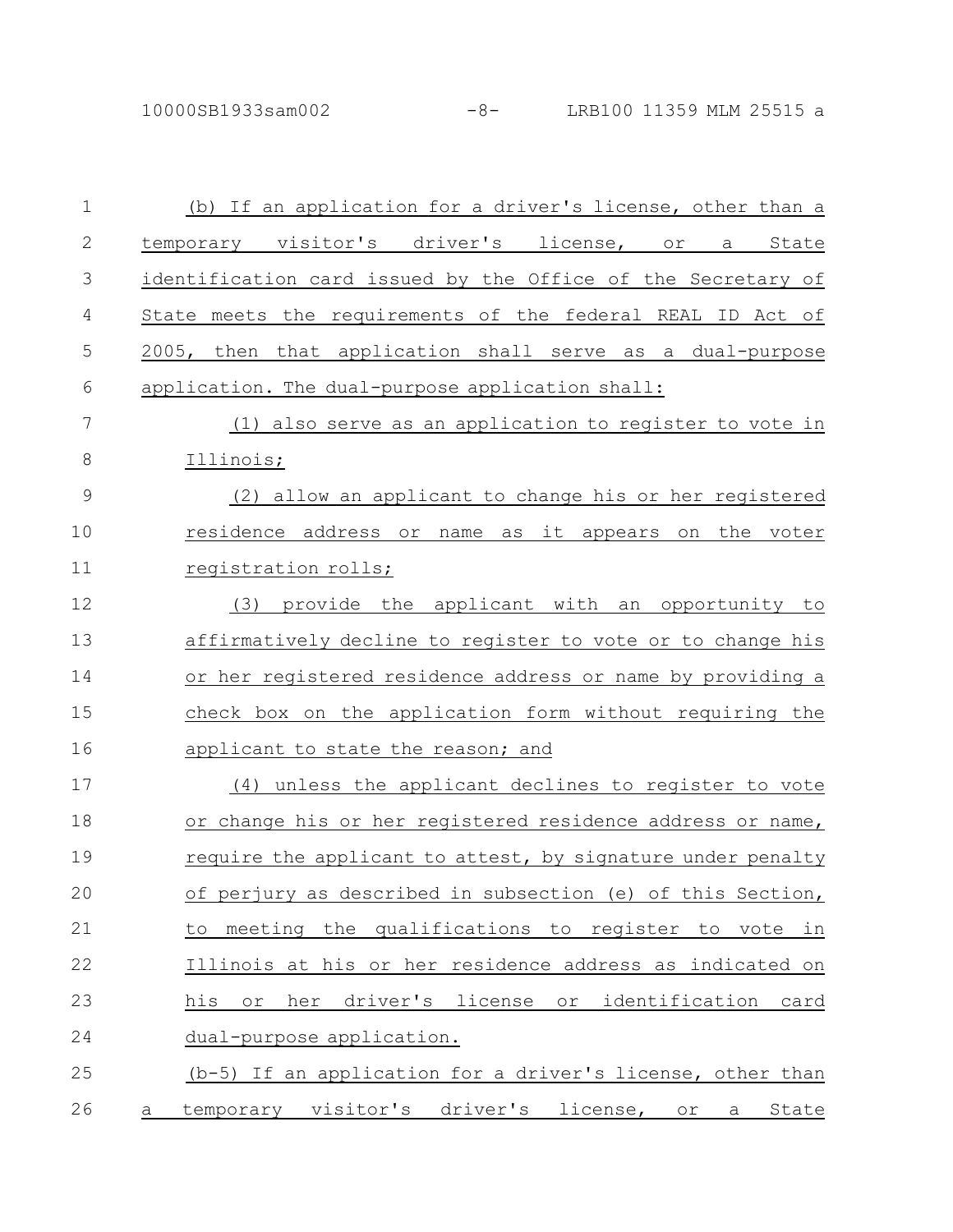(b) If an application for a driver's license, other than a temporary visitor's driver's license, or a State identification card issued by the Office of the Secretary of State meets the requirements of the federal REAL ID Act of 2005, then that application shall serve as a dual-purpose application. The dual-purpose application shall:

(1) also serve as an application to register to vote in Illinois;

(2) allow an applicant to change his or her registered residence address or name as it appears on the voter registration rolls;

(3) provide the applicant with an opportunity to affirmatively decline to register to vote or to change his or her registered residence address or name by providing a check box on the application form without requiring the applicant to state the reason; and

(4) unless the applicant declines to register to vote or change his or her registered residence address or name, require the applicant to attest, by signature under penalty of perjury as described in subsection (e) of this Section, to meeting the qualifications to register to vote in Illinois at his or her residence address as indicated on his or her driver's license or identification card dual-purpose application.

(b-5) If an application for a driver's license, other than a temporary visitor's driver's license, or a State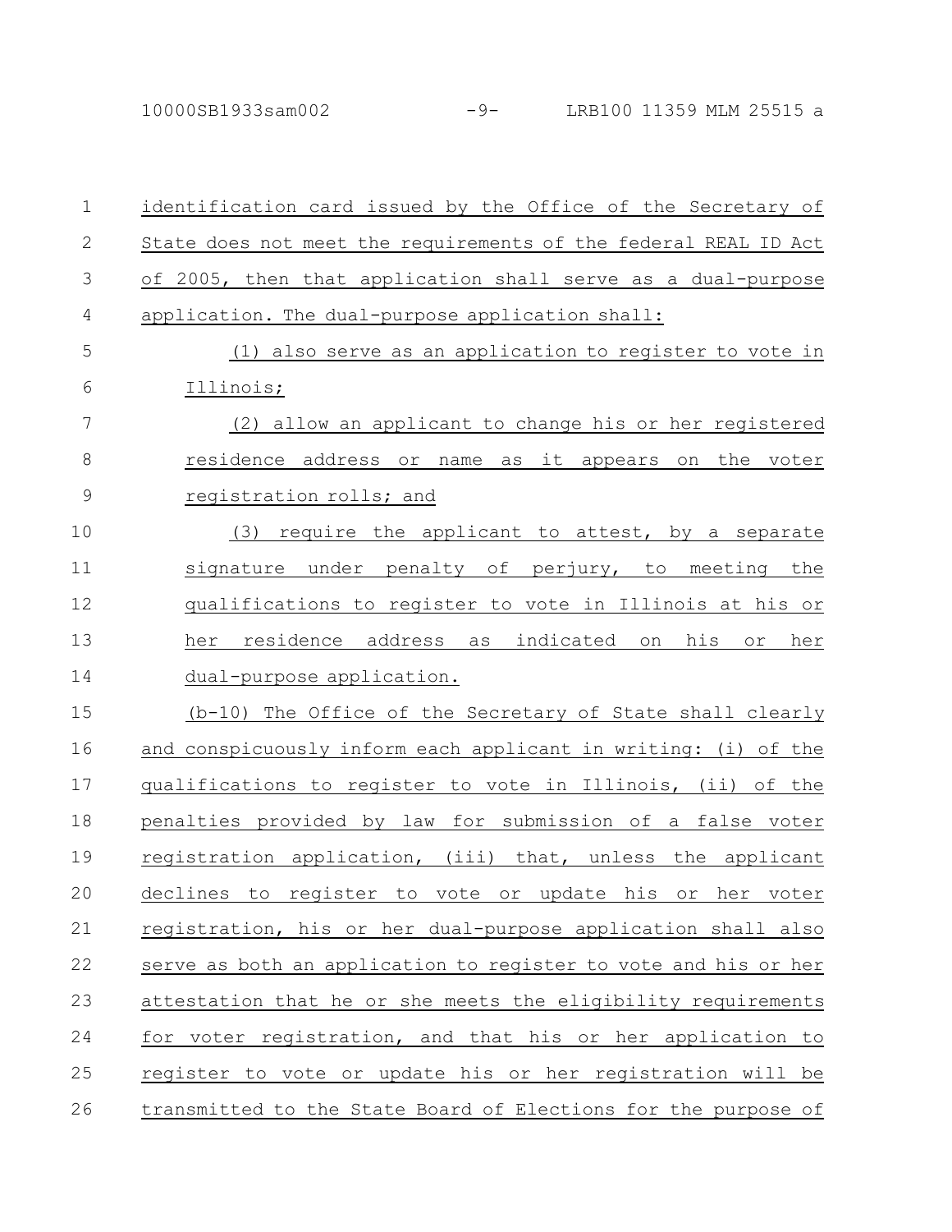identification card issued by the Office of the Secretary of State does not meet the requirements of the federal REAL ID Act of 2005, then that application shall serve as a dual-purpose application. The dual-purpose application shall:

(1) also serve as an application to register to vote in Illinois;

(2) allow an applicant to change his or her registered residence address or name as it appears on the voter registration rolls; and

(3) require the applicant to attest, by a separate signature under penalty of perjury, to meeting the qualifications to register to vote in Illinois at his or her residence address as indicated on his or her dual-purpose application.

(b-10) The Office of the Secretary of State shall clearly and conspicuously inform each applicant in writing: (i) of the qualifications to register to vote in Illinois, (ii) of the penalties provided by law for submission of a false voter registration application, (iii) that, unless the applicant declines to register to vote or update his or her voter registration, his or her dual-purpose application shall also serve as both an application to register to vote and his or her attestation that he or she meets the eligibility requirements for voter registration, and that his or her application to register to vote or update his or her registration will be transmitted to the State Board of Elections for the purpose of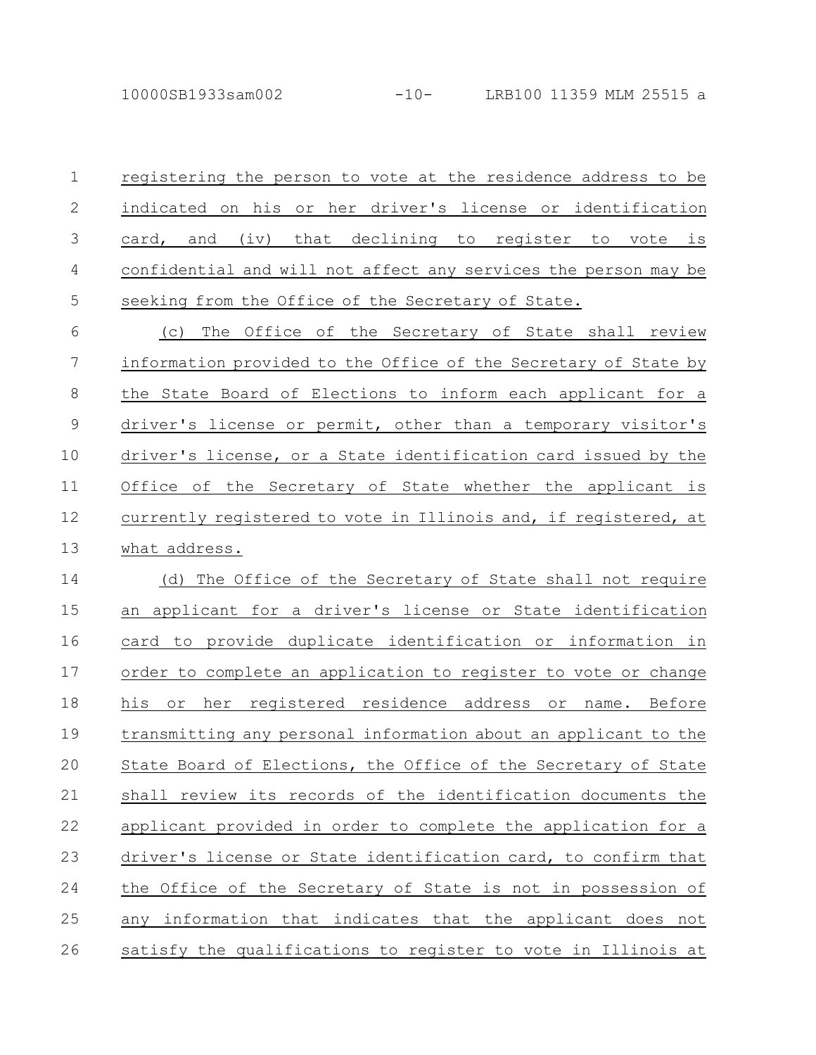registering the person to vote at the residence address to be indicated on his or her driver's license or identification card, and (iv) that declining to register to vote is confidential and will not affect any services the person may be seeking from the Office of the Secretary of State.

(c) The Office of the Secretary of State shall review information provided to the Office of the Secretary of State by the State Board of Elections to inform each applicant for a driver's license or permit, other than a temporary visitor's driver's license, or a State identification card issued by the Office of the Secretary of State whether the applicant is currently registered to vote in Illinois and, if registered, at what address.

(d) The Office of the Secretary of State shall not require an applicant for a driver's license or State identification card to provide duplicate identification or information in order to complete an application to register to vote or change his or her registered residence address or name. Before transmitting any personal information about an applicant to the State Board of Elections, the Office of the Secretary of State shall review its records of the identification documents the applicant provided in order to complete the application for a driver's license or State identification card, to confirm that the Office of the Secretary of State is not in possession of any information that indicates that the applicant does not satisfy the qualifications to register to vote in Illinois at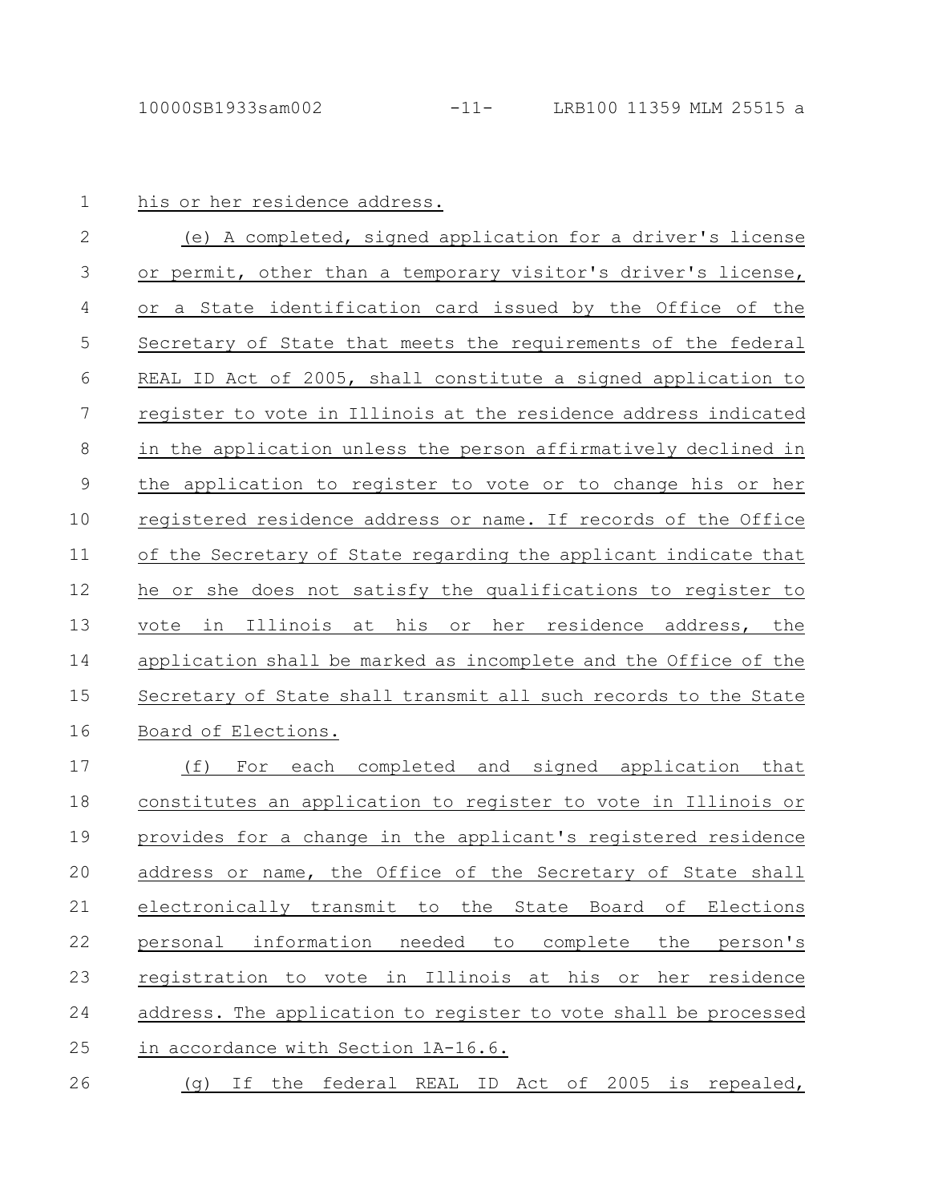his or her residence address.

(e) A completed, signed application for a driver's license or permit, other than a temporary visitor's driver's license, or a State identification card issued by the Office of the Secretary of State that meets the requirements of the federal REAL ID Act of 2005, shall constitute a signed application to register to vote in Illinois at the residence address indicated in the application unless the person affirmatively declined in the application to register to vote or to change his or her registered residence address or name. If records of the Office of the Secretary of State regarding the applicant indicate that he or she does not satisfy the qualifications to register to vote in Illinois at his or her residence address, the application shall be marked as incomplete and the Office of the Secretary of State shall transmit all such records to the State Board of Elections.

(f) For each completed and signed application that constitutes an application to register to vote in Illinois or provides for a change in the applicant's registered residence address or name, the Office of the Secretary of State shall electronically transmit to the State Board of Elections personal information needed to complete the person's registration to vote in Illinois at his or her residence address. The application to register to vote shall be processed in accordance with Section 1A-16.6.

(g) If the federal REAL ID Act of 2005 is repealed,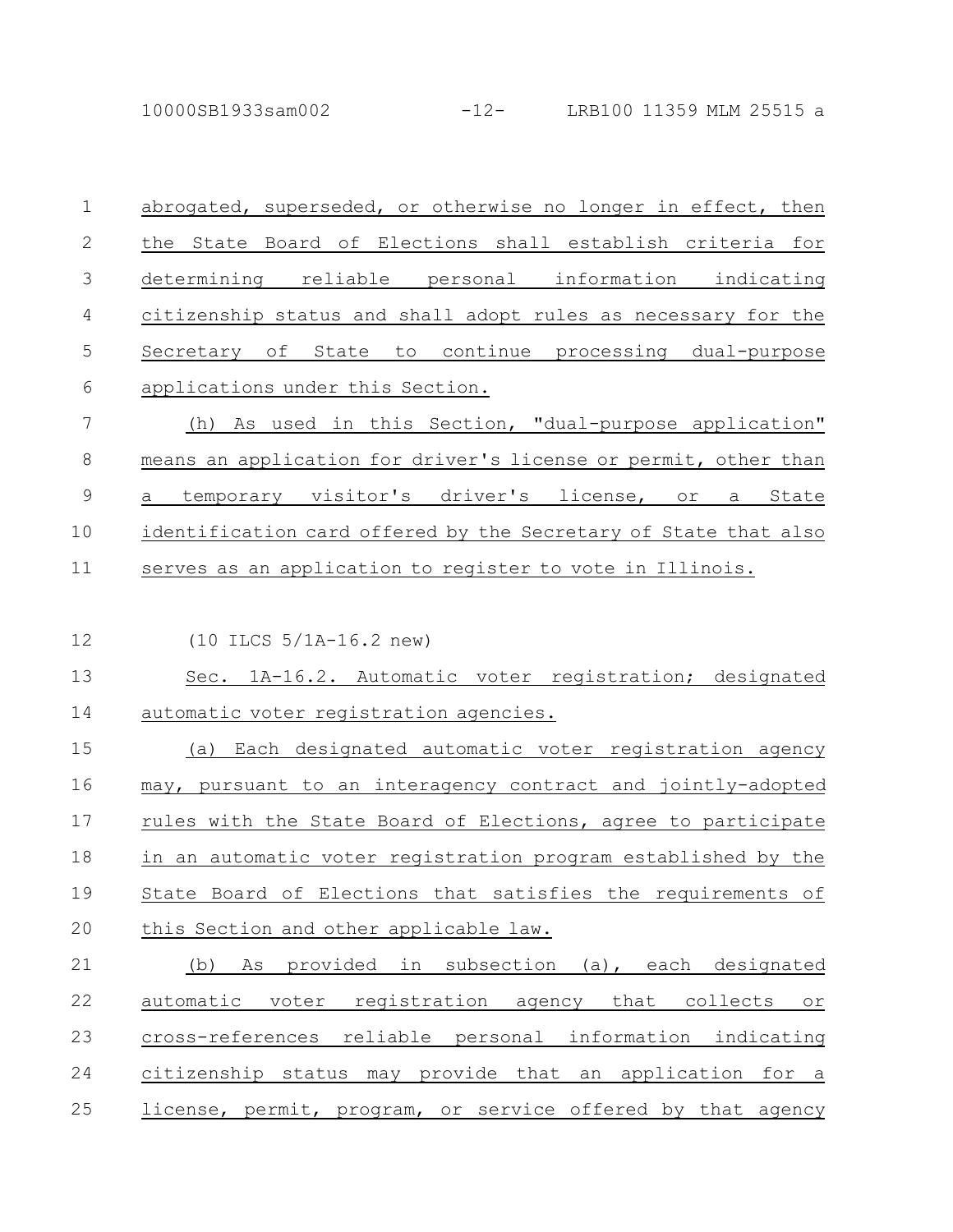abrogated, superseded, or otherwise no longer in effect, then the State Board of Elections shall establish criteria for determining reliable personal information indicating citizenship status and shall adopt rules as necessary for the Secretary of State to continue processing dual-purpose applications under this Section.

(h) As used in this Section, "dual-purpose application" means an application for driver's license or permit, other than a temporary visitor's driver's license, or a State identification card offered by the Secretary of State that also serves as an application to register to vote in Illinois.

(10 ILCS 5/1A-16.2 new)

Sec. 1A-16.2. Automatic voter registration; designated automatic voter registration agencies.

(a) Each designated automatic voter registration agency may, pursuant to an interagency contract and jointly-adopted rules with the State Board of Elections, agree to participate in an automatic voter registration program established by the State Board of Elections that satisfies the requirements of this Section and other applicable law.

(b) As provided in subsection (a), each designated automatic voter registration agency that collects or cross-references reliable personal information indicating citizenship status may provide that an application for a license, permit, program, or service offered by that agency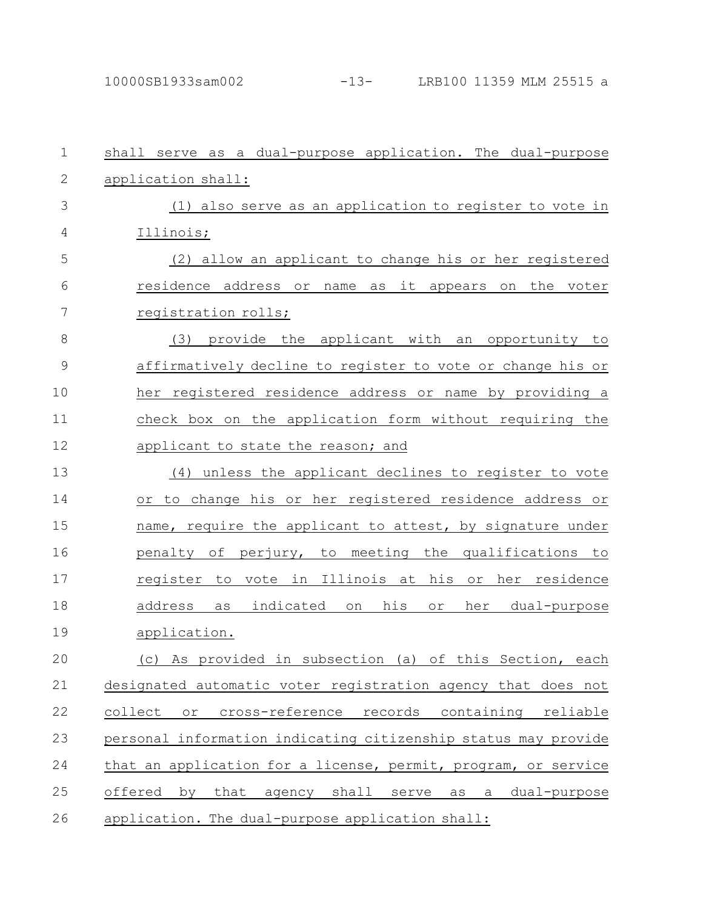shall serve as a dual-purpose application. The dual-purpose application shall:

(1) also serve as an application to register to vote in Illinois;

(2) allow an applicant to change his or her registered residence address or name as it appears on the voter registration rolls;

(3) provide the applicant with an opportunity to affirmatively decline to register to vote or change his or her registered residence address or name by providing a check box on the application form without requiring the applicant to state the reason; and

(4) unless the applicant declines to register to vote or to change his or her registered residence address or name, require the applicant to attest, by signature under penalty of perjury, to meeting the qualifications to register to vote in Illinois at his or her residence address as indicated on his or her dual-purpose application.

(c) As provided in subsection (a) of this Section, each designated automatic voter registration agency that does not collect or cross-reference records containing reliable personal information indicating citizenship status may provide that an application for a license, permit, program, or service offered by that agency shall serve as a dual-purpose application. The dual-purpose application shall: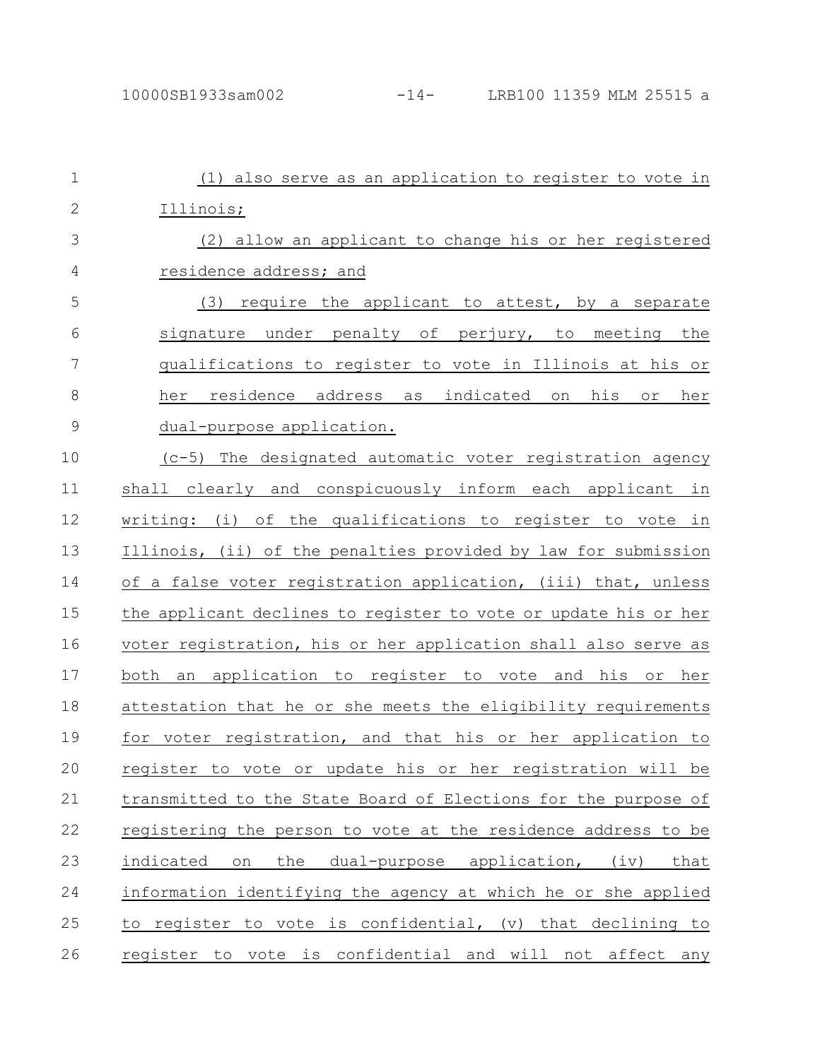(1) also serve as an application to register to vote in Illinois;

(2) allow an applicant to change his or her registered residence address; and

(3) require the applicant to attest, by a separate signature under penalty of perjury, to meeting the qualifications to register to vote in Illinois at his or her residence address as indicated on his or her dual-purpose application.

(c-5) The designated automatic voter registration agency shall clearly and conspicuously inform each applicant in writing: (i) of the qualifications to register to vote in Illinois, (ii) of the penalties provided by law for submission of a false voter registration application, (iii) that, unless the applicant declines to register to vote or update his or her voter registration, his or her application shall also serve as both an application to register to vote and his or her attestation that he or she meets the eligibility requirements for voter registration, and that his or her application to register to vote or update his or her registration will be transmitted to the State Board of Elections for the purpose of registering the person to vote at the residence address to be indicated on the dual-purpose application, (iv) that information identifying the agency at which he or she applied to register to vote is confidential, (v) that declining to register to vote is confidential and will not affect any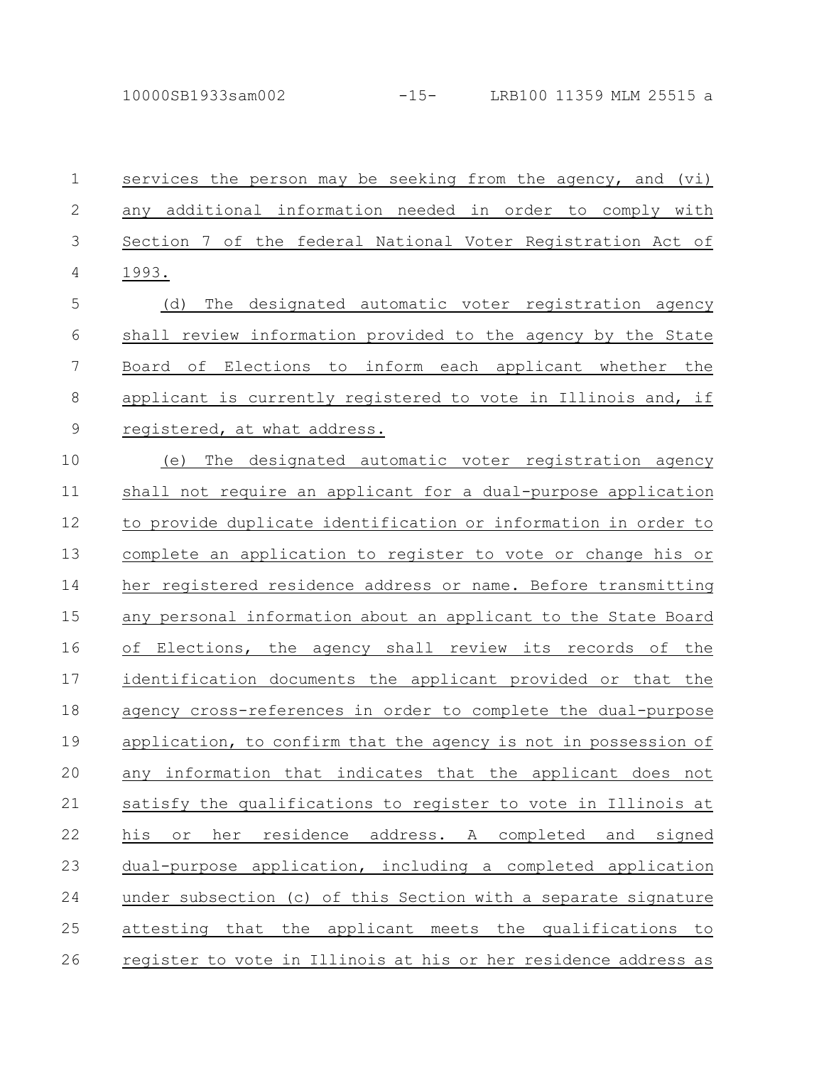services the person may be seeking from the agency, and (vi) any additional information needed in order to comply with Section 7 of the federal National Voter Registration Act of 1993.

(d) The designated automatic voter registration agency shall review information provided to the agency by the State Board of Elections to inform each applicant whether the applicant is currently registered to vote in Illinois and, if registered, at what address.

(e) The designated automatic voter registration agency shall not require an applicant for a dual-purpose application to provide duplicate identification or information in order to complete an application to register to vote or change his or her registered residence address or name. Before transmitting any personal information about an applicant to the State Board of Elections, the agency shall review its records of the identification documents the applicant provided or that the agency cross-references in order to complete the dual-purpose application, to confirm that the agency is not in possession of any information that indicates that the applicant does not satisfy the qualifications to register to vote in Illinois at his or her residence address. A completed and signed dual-purpose application, including a completed application under subsection (c) of this Section with a separate signature attesting that the applicant meets the qualifications to register to vote in Illinois at his or her residence address as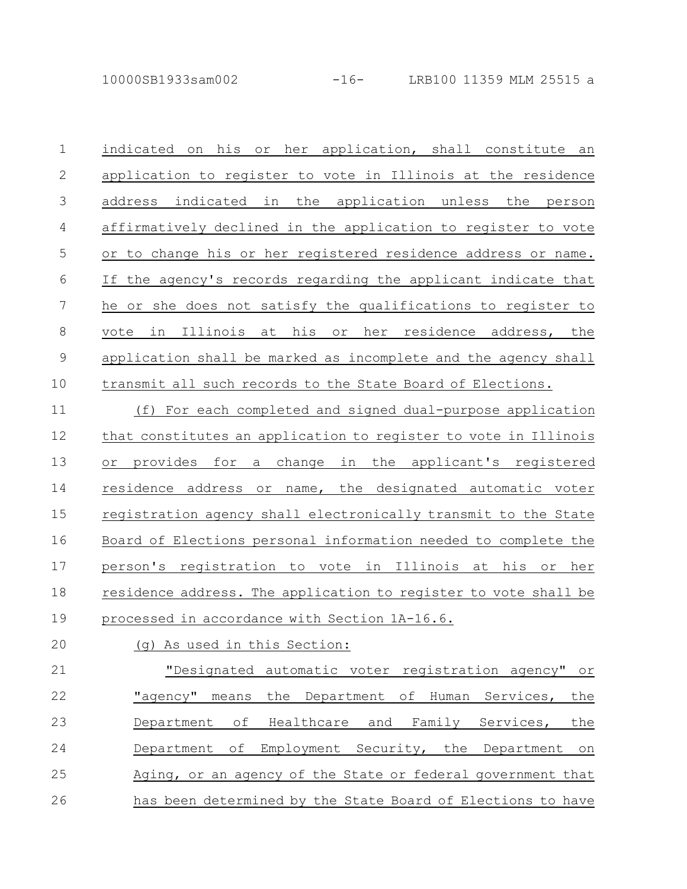indicated on his or her application, shall constitute an application to register to vote in Illinois at the residence address indicated in the application unless the person affirmatively declined in the application to register to vote or to change his or her registered residence address or name. If the agency's records regarding the applicant indicate that he or she does not satisfy the qualifications to register to vote in Illinois at his or her residence address, the application shall be marked as incomplete and the agency shall transmit all such records to the State Board of Elections.

(f) For each completed and signed dual-purpose application that constitutes an application to register to vote in Illinois or provides for a change in the applicant's registered residence address or name, the designated automatic voter registration agency shall electronically transmit to the State Board of Elections personal information needed to complete the person's registration to vote in Illinois at his or her residence address. The application to register to vote shall be processed in accordance with Section 1A-16.6.

(g) As used in this Section:

"Designated automatic voter registration agency" or "agency" means the Department of Human Services, the Department of Healthcare and Family Services, the Department of Employment Security, the Department on Aging, or an agency of the State or federal government that has been determined by the State Board of Elections to have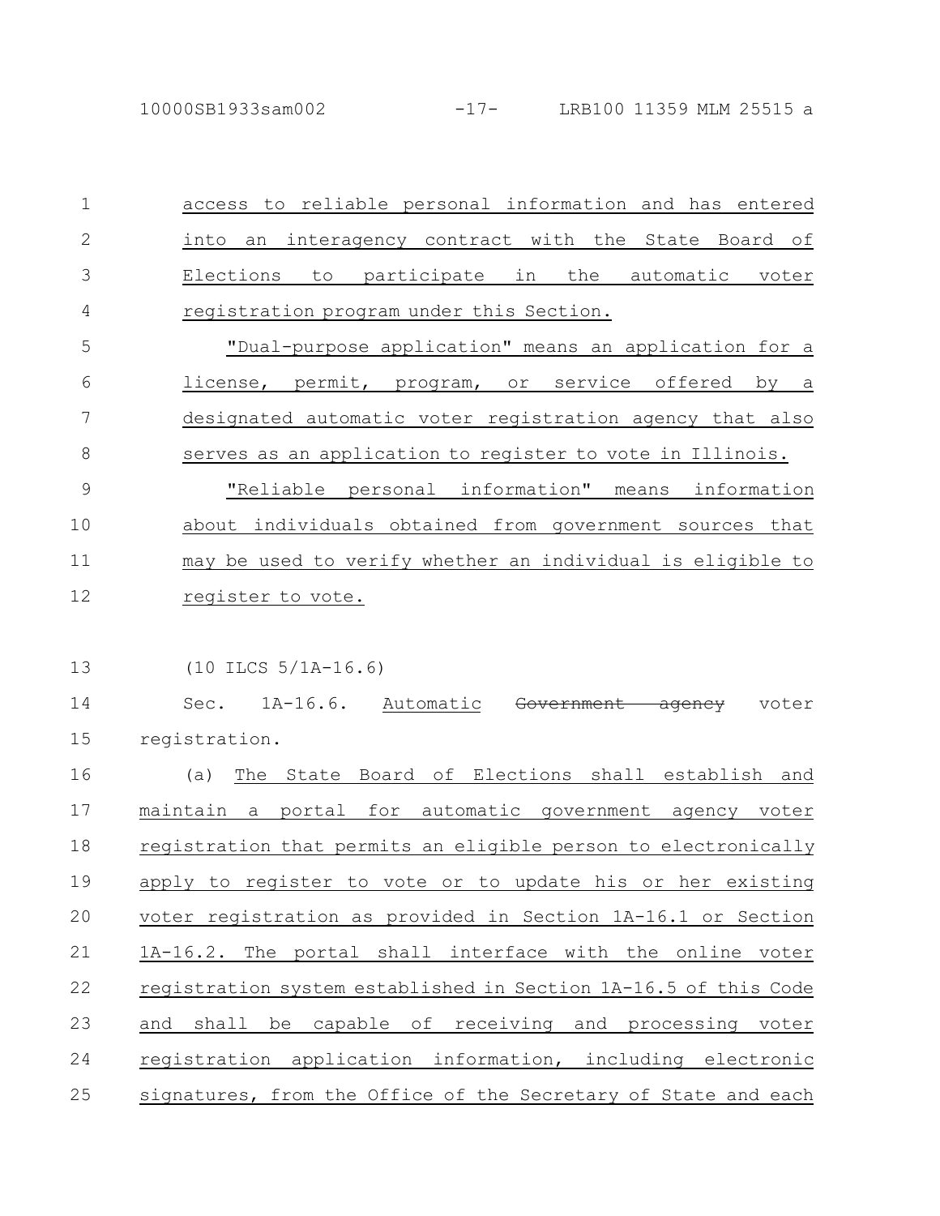access to reliable personal information and has entered into an interagency contract with the State Board of Elections to participate in the automatic voter registration program under this Section.

"Dual-purpose application" means an application for a license, permit, program, or service offered by a designated automatic voter registration agency that also serves as an application to register to vote in Illinois.

"Reliable personal information" means information about individuals obtained from government sources that may be used to verify whether an individual is eligible to register to vote.

(10 ILCS 5/1A-16.6)

Sec. 1A-16.6. Automatic ~~Government agency~~ voter registration.

(a) The State Board of Elections shall establish and maintain a portal for automatic government agency voter registration that permits an eligible person to electronically apply to register to vote or to update his or her existing voter registration as provided in Section 1A-16.1 or Section 1A-16.2. The portal shall interface with the online voter registration system established in Section 1A-16.5 of this Code and shall be capable of receiving and processing voter registration application information, including electronic signatures, from the Office of the Secretary of State and each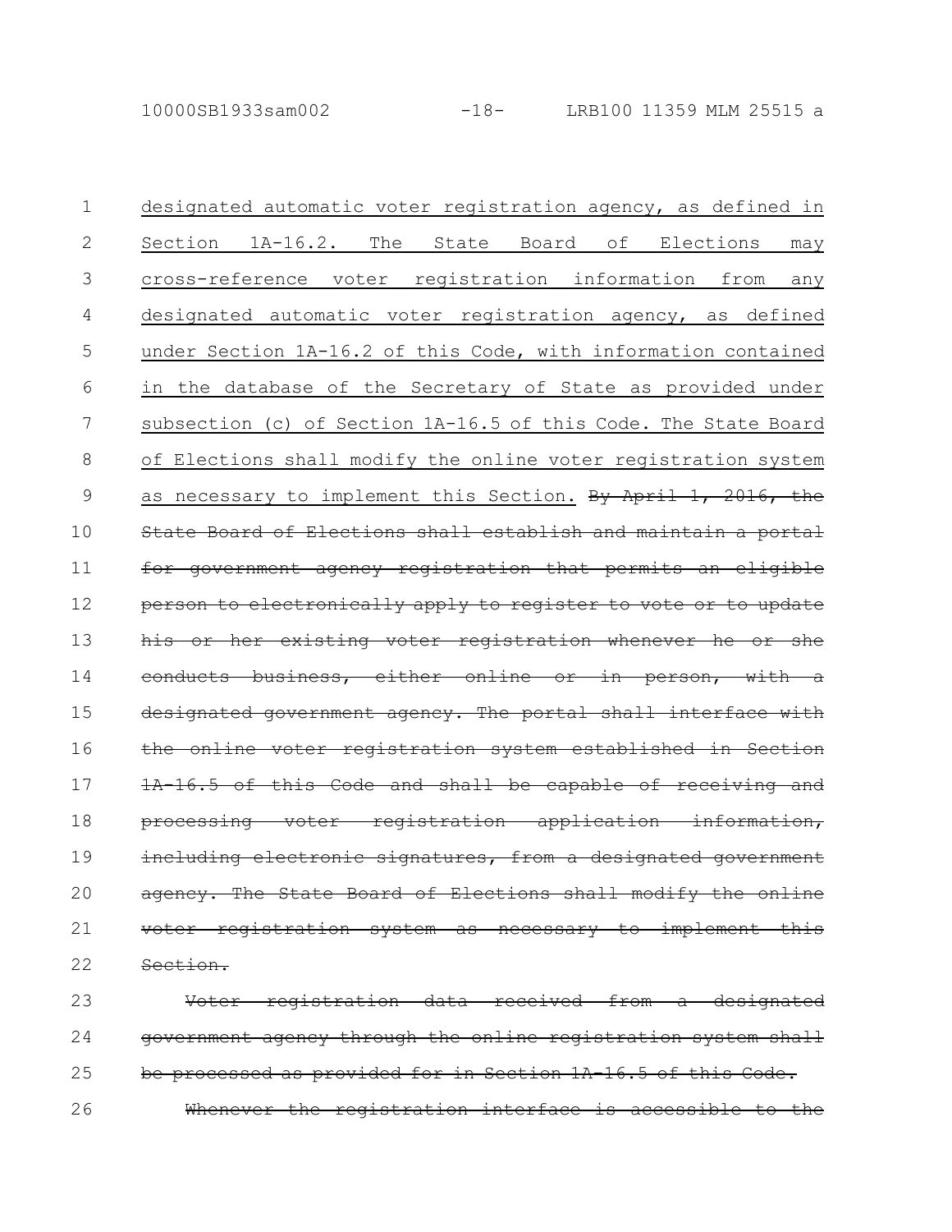designated automatic voter registration agency, as defined in Section 1A-16.2. The State Board of Elections may cross-reference voter registration information from any designated automatic voter registration agency, as defined under Section 1A-16.2 of this Code, with information contained in the database of the Secretary of State as provided under subsection (c) of Section 1A-16.5 of this Code. The State Board of Elections shall modify the online voter registration system as necessary to implement this Section. ~~By April 1, 2016, the State Board of Elections shall establish and maintain a portal for government agency registration that permits an eligible person to electronically apply to register to vote or to update his or her existing voter registration whenever he or she conducts business, either online or in person, with a designated government agency. The portal shall interface with the online voter registration system established in Section 1A-16.5 of this Code and shall be capable of receiving and processing voter registration application information, including electronic signatures, from a designated government agency. The State Board of Elections shall modify the online voter registration system as necessary to implement this Section.~~

~~Voter registration data received from a designated government agency through the online registration system shall be processed as provided for in Section 1A-16.5 of this Code.~~

~~Whenever the registration interface is accessible to the~~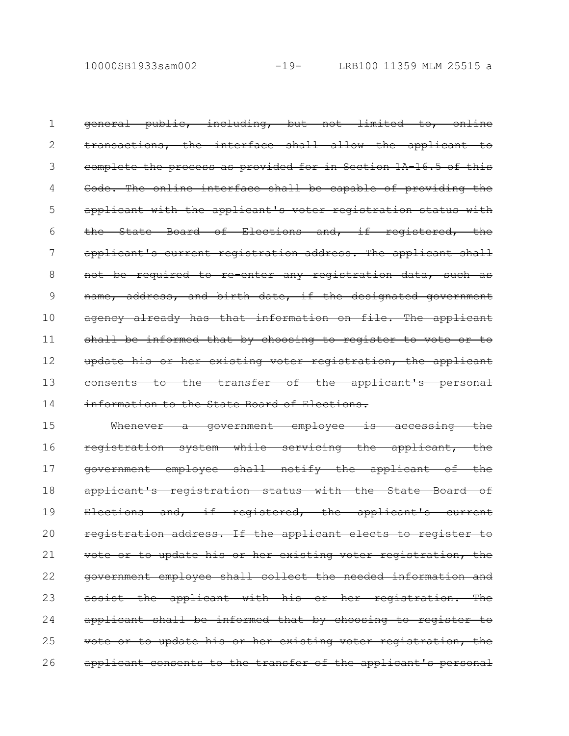~~general public, including, but not limited to, online transactions, the interface shall allow the applicant to complete the process as provided for in Section 1A-16.5 of this Code. The online interface shall be capable of providing the applicant with the applicant's voter registration status with the State Board of Elections and, if registered, the applicant's current registration address. The applicant shall not be required to re-enter any registration data, such as name, address, and birth date, if the designated government agency already has that information on file. The applicant shall be informed that by choosing to register to vote or to update his or her existing voter registration, the applicant consents to the transfer of the applicant's personal information to the State Board of Elections.~~

~~Whenever a government employee is accessing the registration system while servicing the applicant, the government employee shall notify the applicant of the applicant's registration status with the State Board of Elections and, if registered, the applicant's current registration address. If the applicant elects to register to vote or to update his or her existing voter registration, the government employee shall collect the needed information and assist the applicant with his or her registration. The applicant shall be informed that by choosing to register to vote or to update his or her existing voter registration, the applicant consents to the transfer of the applicant's personal~~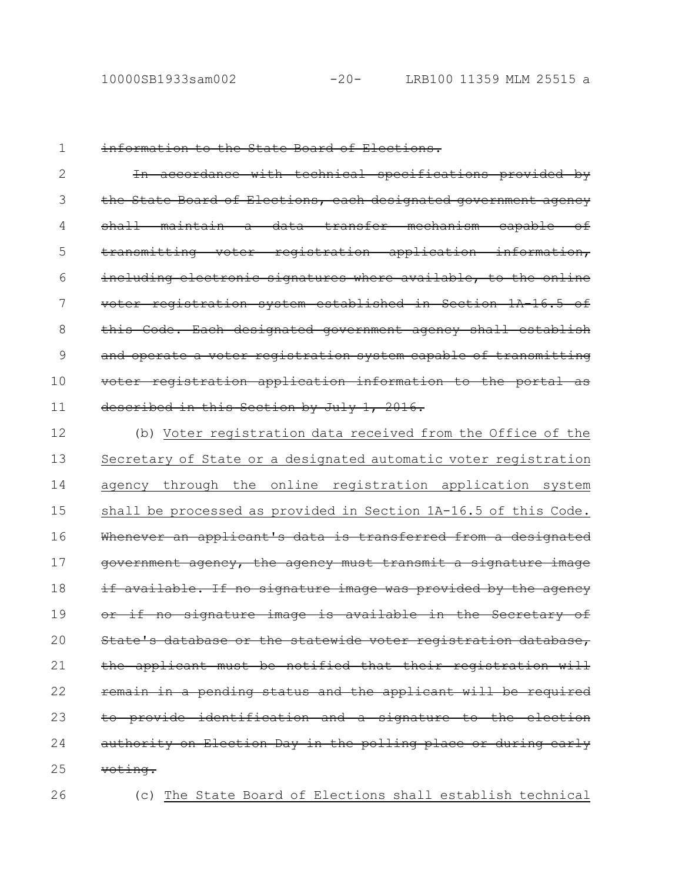~~information to the State Board of Elections.~~

~~In accordance with technical specifications provided by the State Board of Elections, each designated government agency shall maintain a data transfer mechanism capable of transmitting voter registration application information, including electronic signatures where available, to the online voter registration system established in Section 1A-16.5 of this Code. Each designated government agency shall establish and operate a voter registration system capable of transmitting voter registration application information to the portal as described in this Section by July 1, 2016.~~

(b) <u>Voter registration data received from the Office of the Secretary of State or a designated automatic voter registration agency through the online registration application system shall be processed as provided in Section 1A-16.5 of this Code.</u> ~~Whenever an applicant's data is transferred from a designated government agency, the agency must transmit a signature image if available. If no signature image was provided by the agency or if no signature image is available in the Secretary of State's database or the statewide voter registration database, the applicant must be notified that their registration will remain in a pending status and the applicant will be required to provide identification and a signature to the election authority on Election Day in the polling place or during early voting.~~

(c) <u>The State Board of Elections shall establish technical</u>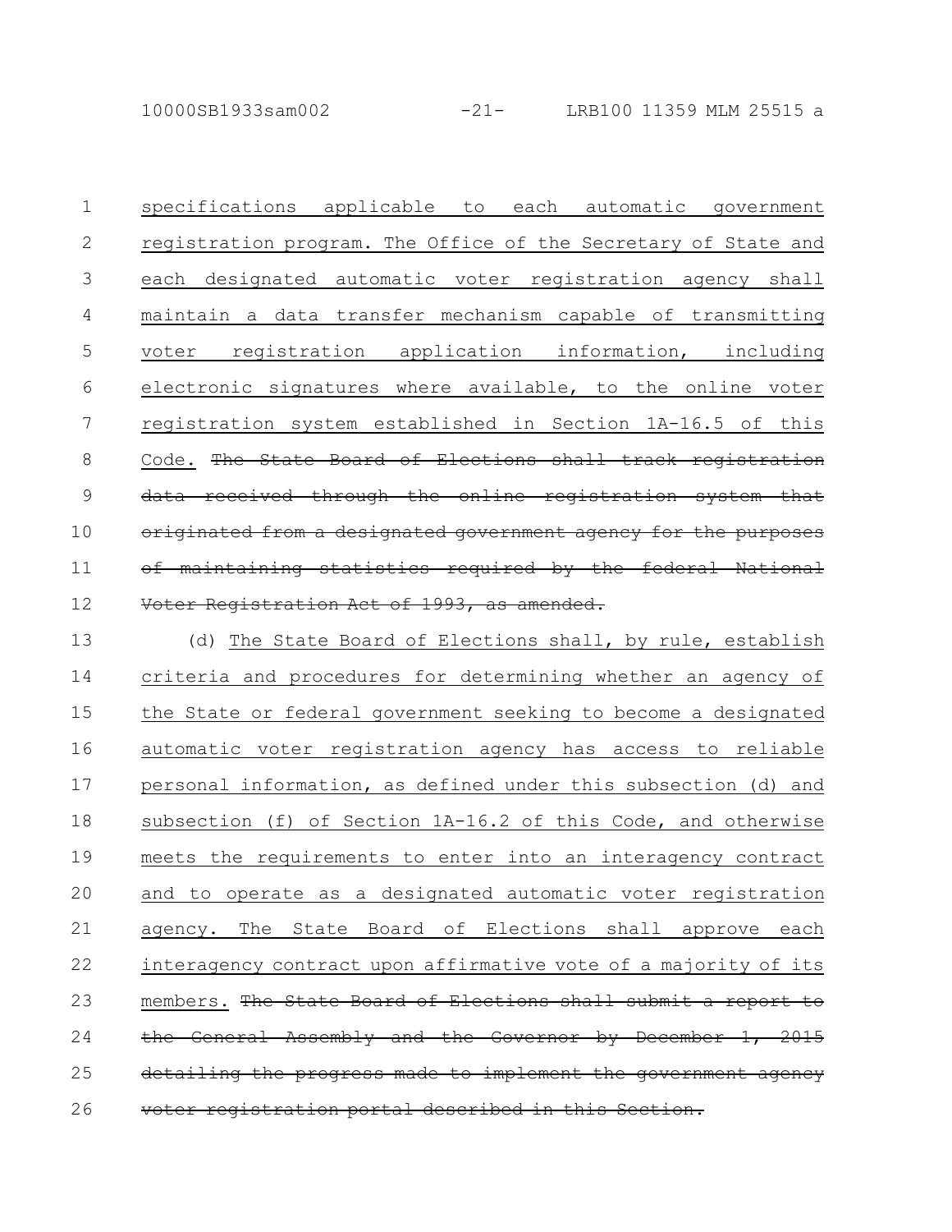specifications applicable to each automatic government registration program. The Office of the Secretary of State and each designated automatic voter registration agency shall maintain a data transfer mechanism capable of transmitting voter registration application information, including electronic signatures where available, to the online voter registration system established in Section 1A-16.5 of this Code. ~~The State Board of Elections shall track registration data received through the online registration system that originated from a designated government agency for the purposes of maintaining statistics required by the federal National Voter Registration Act of 1993, as amended.~~

(d) The State Board of Elections shall, by rule, establish criteria and procedures for determining whether an agency of the State or federal government seeking to become a designated automatic voter registration agency has access to reliable personal information, as defined under this subsection (d) and subsection (f) of Section 1A-16.2 of this Code, and otherwise meets the requirements to enter into an interagency contract and to operate as a designated automatic voter registration agency. The State Board of Elections shall approve each interagency contract upon affirmative vote of a majority of its members. ~~The State Board of Elections shall submit a report to the General Assembly and the Governor by December 1, 2015 detailing the progress made to implement the government agency voter registration portal described in this Section.~~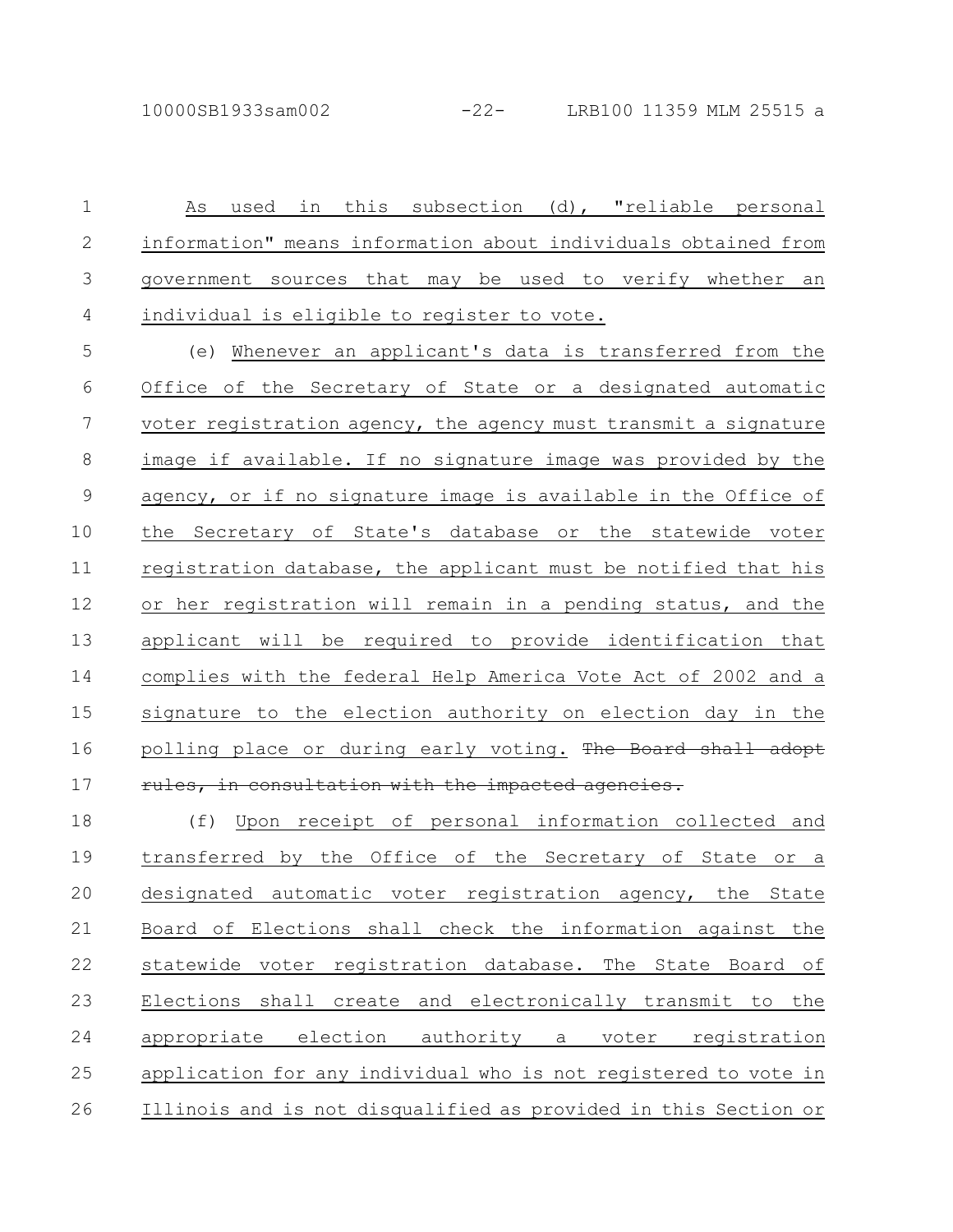As used in this subsection (d), "reliable personal information" means information about individuals obtained from government sources that may be used to verify whether an individual is eligible to register to vote.

(e) Whenever an applicant's data is transferred from the Office of the Secretary of State or a designated automatic voter registration agency, the agency must transmit a signature image if available. If no signature image was provided by the agency, or if no signature image is available in the Office of the Secretary of State's database or the statewide voter registration database, the applicant must be notified that his or her registration will remain in a pending status, and the applicant will be required to provide identification that complies with the federal Help America Vote Act of 2002 and a signature to the election authority on election day in the polling place or during early voting. ~~The Board shall adopt rules, in consultation with the impacted agencies.~~

(f) Upon receipt of personal information collected and transferred by the Office of the Secretary of State or a designated automatic voter registration agency, the State Board of Elections shall check the information against the statewide voter registration database. The State Board of Elections shall create and electronically transmit to the appropriate election authority a voter registration application for any individual who is not registered to vote in Illinois and is not disqualified as provided in this Section or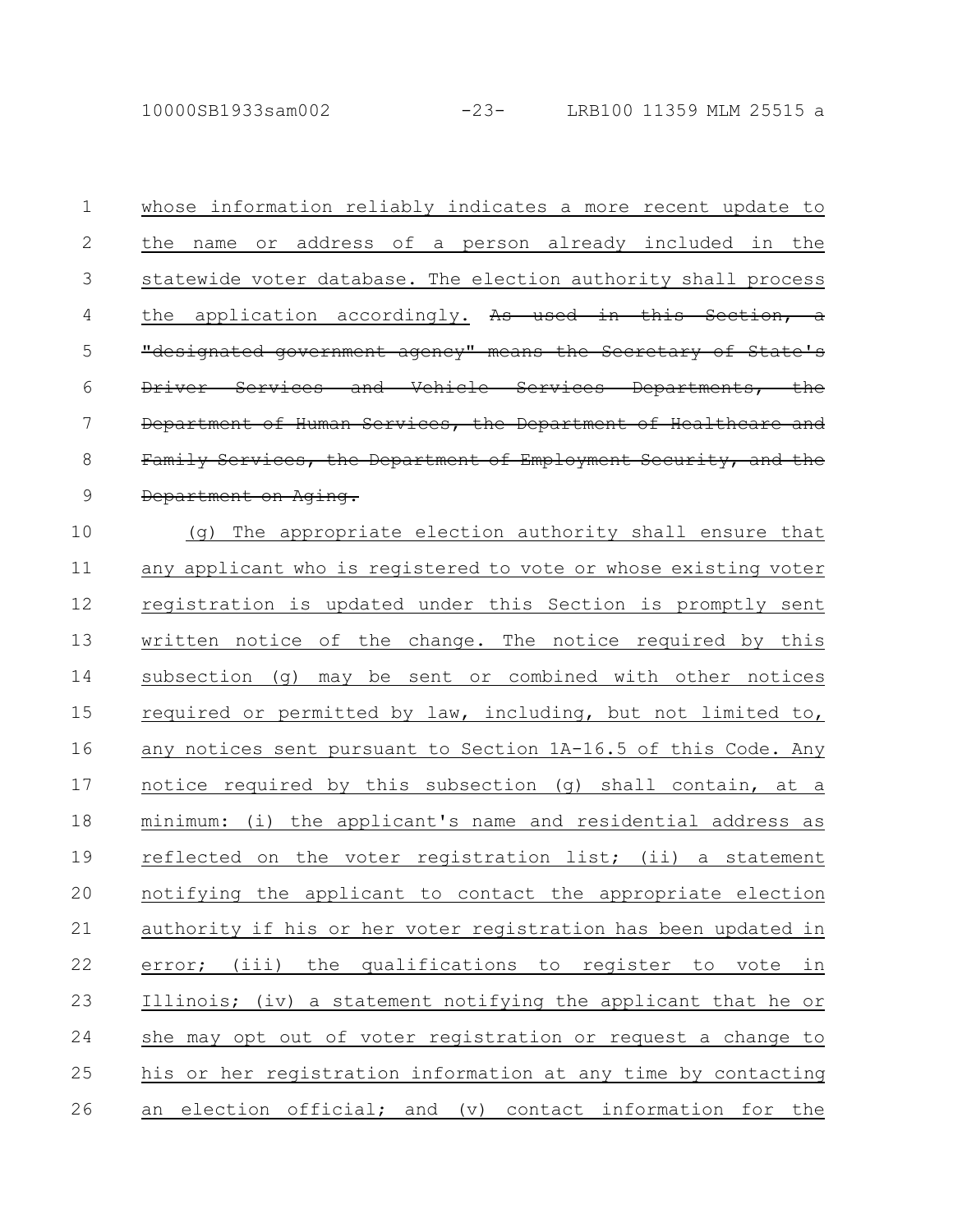whose information reliably indicates a more recent update to the name or address of a person already included in the statewide voter database. The election authority shall process the application accordingly. ~~As used in this Section, a "designated government agency" means the Secretary of State's Driver Services and Vehicle Services Departments, the Department of Human Services, the Department of Healthcare and Family Services, the Department of Employment Security, and the Department on Aging.~~

(g) The appropriate election authority shall ensure that any applicant who is registered to vote or whose existing voter registration is updated under this Section is promptly sent written notice of the change. The notice required by this subsection (g) may be sent or combined with other notices required or permitted by law, including, but not limited to, any notices sent pursuant to Section 1A-16.5 of this Code. Any notice required by this subsection (g) shall contain, at a minimum: (i) the applicant's name and residential address as reflected on the voter registration list; (ii) a statement notifying the applicant to contact the appropriate election authority if his or her voter registration has been updated in error; (iii) the qualifications to register to vote in Illinois; (iv) a statement notifying the applicant that he or she may opt out of voter registration or request a change to his or her registration information at any time by contacting an election official; and (v) contact information for the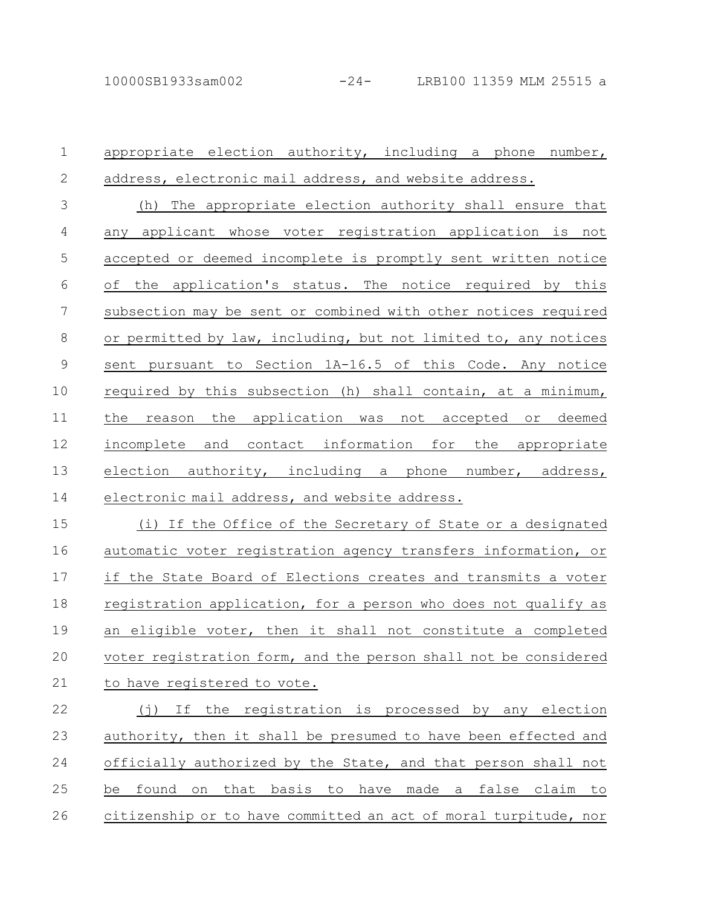appropriate election authority, including a phone number, address, electronic mail address, and website address.

(h) The appropriate election authority shall ensure that any applicant whose voter registration application is not accepted or deemed incomplete is promptly sent written notice of the application's status. The notice required by this subsection may be sent or combined with other notices required or permitted by law, including, but not limited to, any notices sent pursuant to Section 1A-16.5 of this Code. Any notice required by this subsection (h) shall contain, at a minimum, the reason the application was not accepted or deemed incomplete and contact information for the appropriate election authority, including a phone number, address, electronic mail address, and website address.

(i) If the Office of the Secretary of State or a designated automatic voter registration agency transfers information, or if the State Board of Elections creates and transmits a voter registration application, for a person who does not qualify as an eligible voter, then it shall not constitute a completed voter registration form, and the person shall not be considered to have registered to vote.

(j) If the registration is processed by any election authority, then it shall be presumed to have been effected and officially authorized by the State, and that person shall not be found on that basis to have made a false claim to citizenship or to have committed an act of moral turpitude, nor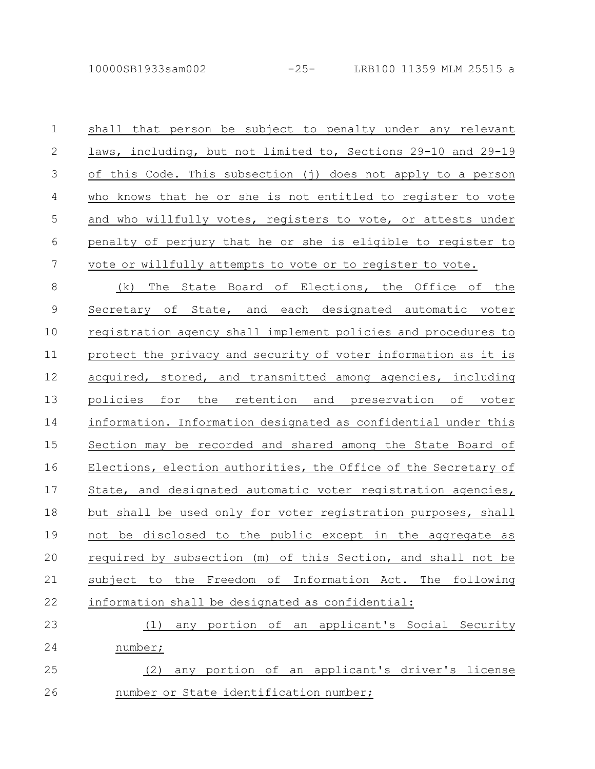shall that person be subject to penalty under any relevant laws, including, but not limited to, Sections 29-10 and 29-19 of this Code. This subsection (j) does not apply to a person who knows that he or she is not entitled to register to vote and who willfully votes, registers to vote, or attests under penalty of perjury that he or she is eligible to register to vote or willfully attempts to vote or to register to vote.

(k) The State Board of Elections, the Office of the Secretary of State, and each designated automatic voter registration agency shall implement policies and procedures to protect the privacy and security of voter information as it is acquired, stored, and transmitted among agencies, including policies for the retention and preservation of voter information. Information designated as confidential under this Section may be recorded and shared among the State Board of Elections, election authorities, the Office of the Secretary of State, and designated automatic voter registration agencies, but shall be used only for voter registration purposes, shall not be disclosed to the public except in the aggregate as required by subsection (m) of this Section, and shall not be subject to the Freedom of Information Act. The following information shall be designated as confidential:

(1) any portion of an applicant's Social Security number;

(2) any portion of an applicant's driver's license number or State identification number;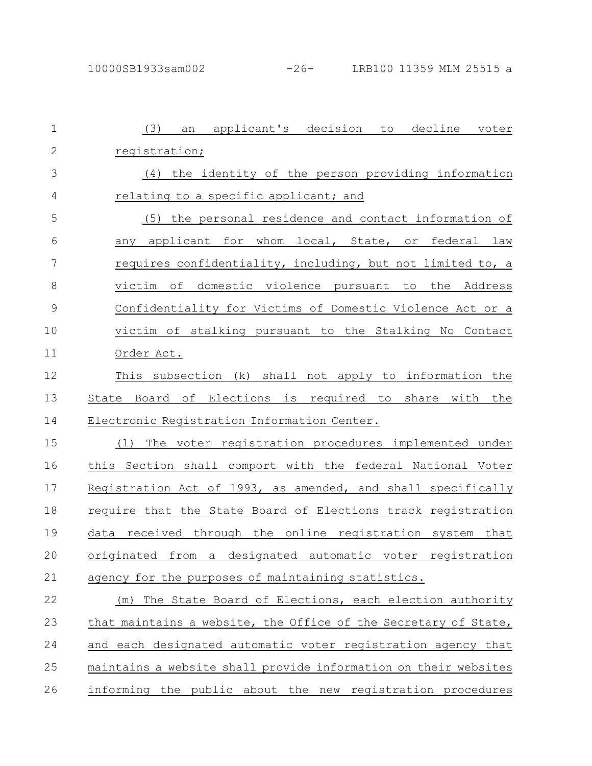(3) an applicant's decision to decline voter registration;

(4) the identity of the person providing information relating to a specific applicant; and

(5) the personal residence and contact information of any applicant for whom local, State, or federal law requires confidentiality, including, but not limited to, a victim of domestic violence pursuant to the Address Confidentiality for Victims of Domestic Violence Act or a victim of stalking pursuant to the Stalking No Contact Order Act.

This subsection (k) shall not apply to information the State Board of Elections is required to share with the Electronic Registration Information Center.

(l) The voter registration procedures implemented under this Section shall comport with the federal National Voter Registration Act of 1993, as amended, and shall specifically require that the State Board of Elections track registration data received through the online registration system that originated from a designated automatic voter registration agency for the purposes of maintaining statistics.

(m) The State Board of Elections, each election authority that maintains a website, the Office of the Secretary of State, and each designated automatic voter registration agency that maintains a website shall provide information on their websites informing the public about the new registration procedures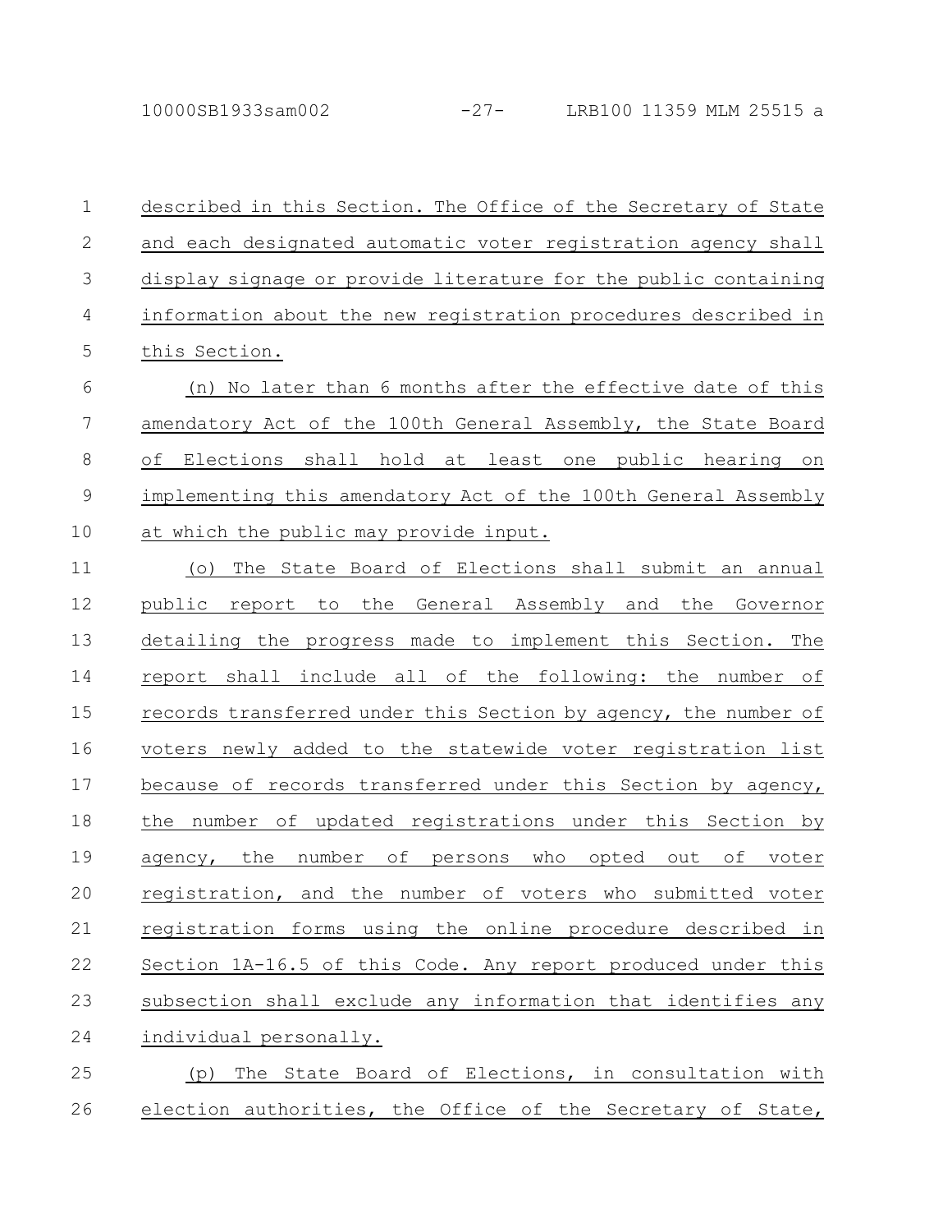described in this Section. The Office of the Secretary of State and each designated automatic voter registration agency shall display signage or provide literature for the public containing information about the new registration procedures described in this Section.

(n) No later than 6 months after the effective date of this amendatory Act of the 100th General Assembly, the State Board of Elections shall hold at least one public hearing on implementing this amendatory Act of the 100th General Assembly at which the public may provide input.

(o) The State Board of Elections shall submit an annual public report to the General Assembly and the Governor detailing the progress made to implement this Section. The report shall include all of the following: the number of records transferred under this Section by agency, the number of voters newly added to the statewide voter registration list because of records transferred under this Section by agency, the number of updated registrations under this Section by agency, the number of persons who opted out of voter registration, and the number of voters who submitted voter registration forms using the online procedure described in Section 1A-16.5 of this Code. Any report produced under this subsection shall exclude any information that identifies any individual personally.

(p) The State Board of Elections, in consultation with election authorities, the Office of the Secretary of State,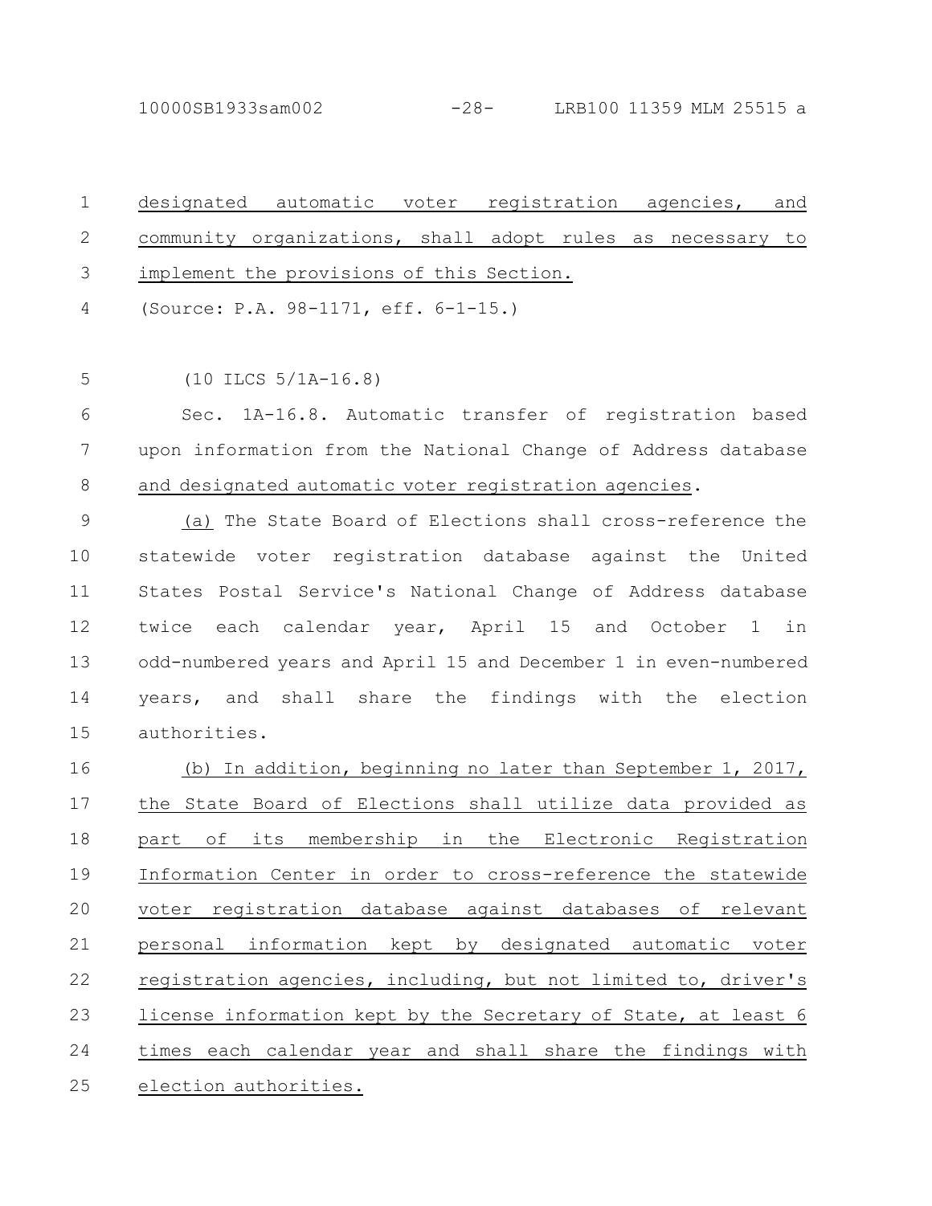designated automatic voter registration agencies, and community organizations, shall adopt rules as necessary to implement the provisions of this Section.

(Source: P.A. 98-1171, eff. 6-1-15.)

(10 ILCS 5/1A-16.8)

Sec. 1A-16.8. Automatic transfer of registration based upon information from the National Change of Address database and designated automatic voter registration agencies.

(a) The State Board of Elections shall cross-reference the statewide voter registration database against the United States Postal Service's National Change of Address database twice each calendar year, April 15 and October 1 in odd-numbered years and April 15 and December 1 in even-numbered years, and shall share the findings with the election authorities.

(b) In addition, beginning no later than September 1, 2017, the State Board of Elections shall utilize data provided as part of its membership in the Electronic Registration Information Center in order to cross-reference the statewide voter registration database against databases of relevant personal information kept by designated automatic voter registration agencies, including, but not limited to, driver's license information kept by the Secretary of State, at least 6 times each calendar year and shall share the findings with election authorities.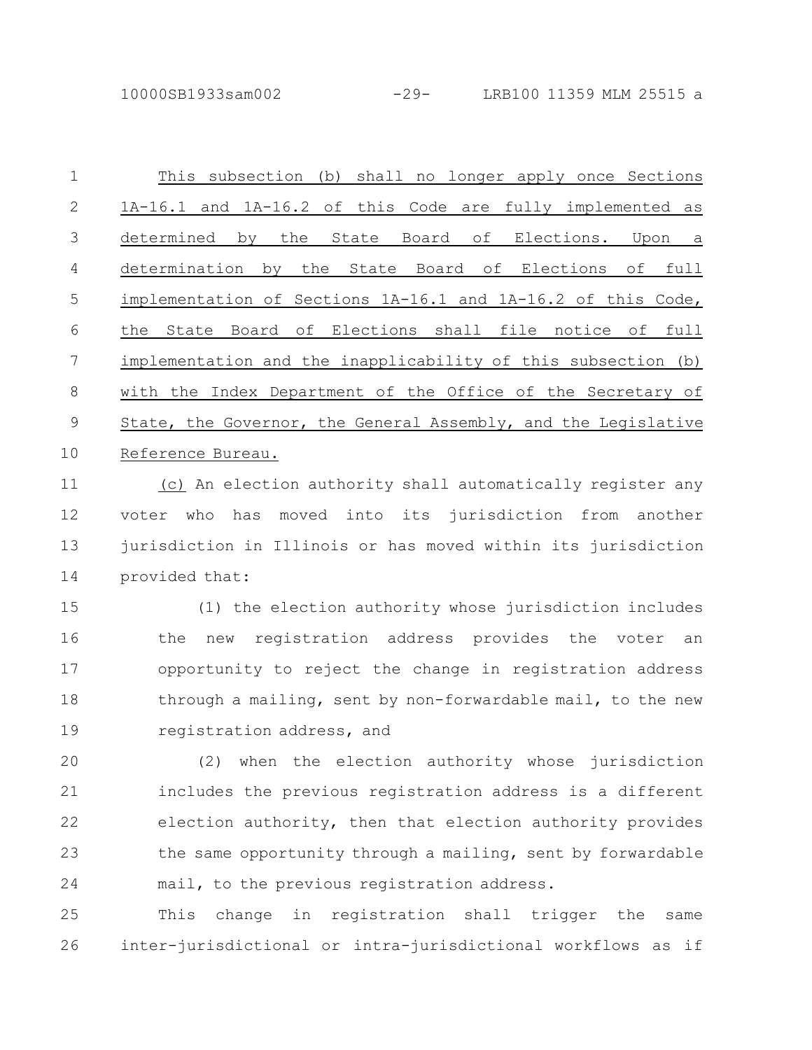This subsection (b) shall no longer apply once Sections 1A-16.1 and 1A-16.2 of this Code are fully implemented as determined by the State Board of Elections. Upon a determination by the State Board of Elections of full implementation of Sections 1A-16.1 and 1A-16.2 of this Code, the State Board of Elections shall file notice of full implementation and the inapplicability of this subsection (b) with the Index Department of the Office of the Secretary of State, the Governor, the General Assembly, and the Legislative Reference Bureau.

(c) An election authority shall automatically register any voter who has moved into its jurisdiction from another jurisdiction in Illinois or has moved within its jurisdiction provided that:

(1) the election authority whose jurisdiction includes the new registration address provides the voter an opportunity to reject the change in registration address through a mailing, sent by non-forwardable mail, to the new registration address, and

(2) when the election authority whose jurisdiction includes the previous registration address is a different election authority, then that election authority provides the same opportunity through a mailing, sent by forwardable mail, to the previous registration address.

This change in registration shall trigger the same inter-jurisdictional or intra-jurisdictional workflows as if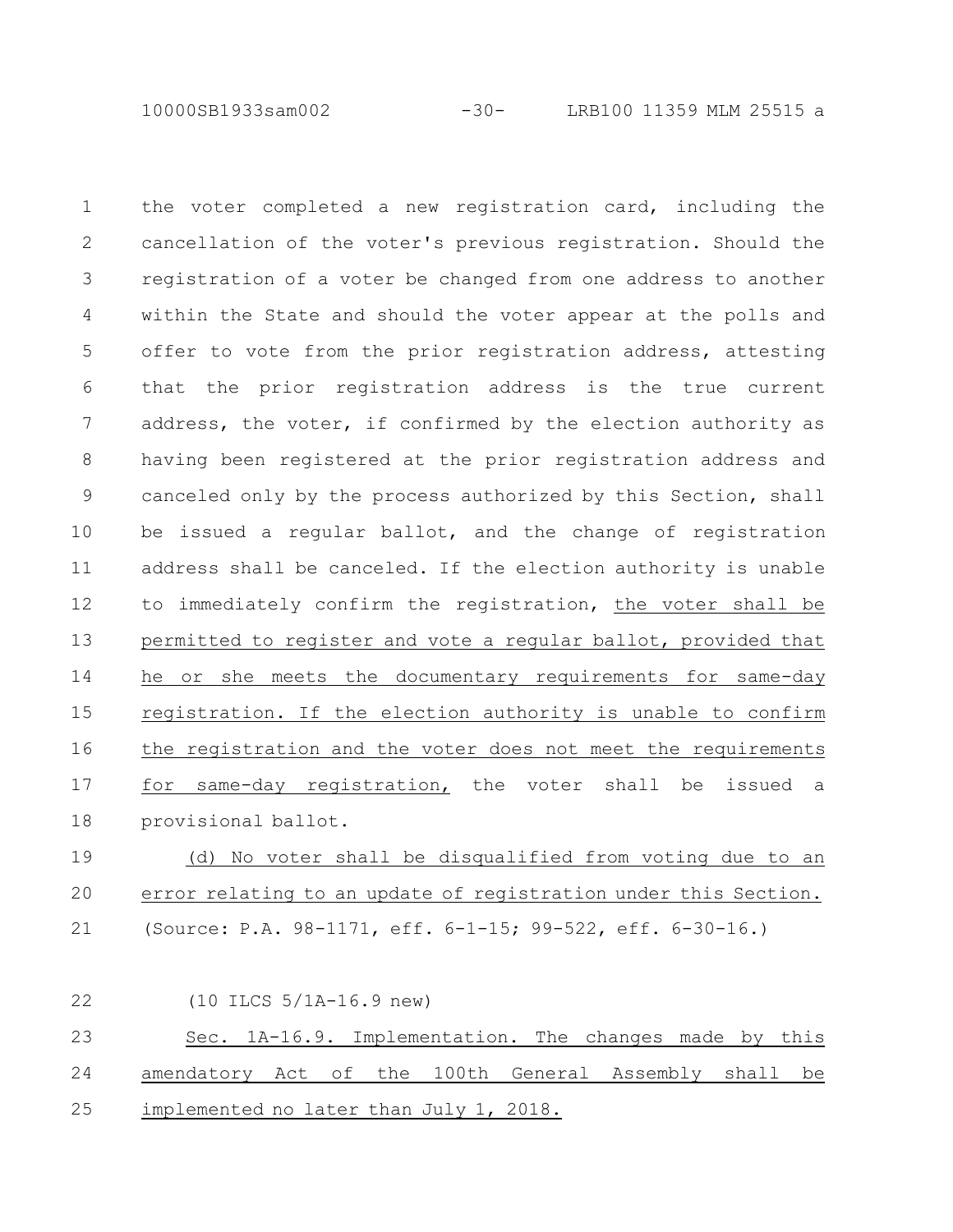the voter completed a new registration card, including the cancellation of the voter's previous registration. Should the registration of a voter be changed from one address to another within the State and should the voter appear at the polls and offer to vote from the prior registration address, attesting that the prior registration address is the true current address, the voter, if confirmed by the election authority as having been registered at the prior registration address and canceled only by the process authorized by this Section, shall be issued a regular ballot, and the change of registration address shall be canceled. If the election authority is unable to immediately confirm the registration, the voter shall be permitted to register and vote a regular ballot, provided that he or she meets the documentary requirements for same-day registration. If the election authority is unable to confirm the registration and the voter does not meet the requirements for same-day registration, the voter shall be issued a provisional ballot.

(d) No voter shall be disqualified from voting due to an error relating to an update of registration under this Section.

(Source: P.A. 98-1171, eff. 6-1-15; 99-522, eff. 6-30-16.)

(10 ILCS 5/1A-16.9 new)

Sec. 1A-16.9. Implementation. The changes made by this amendatory Act of the 100th General Assembly shall be implemented no later than July 1, 2018.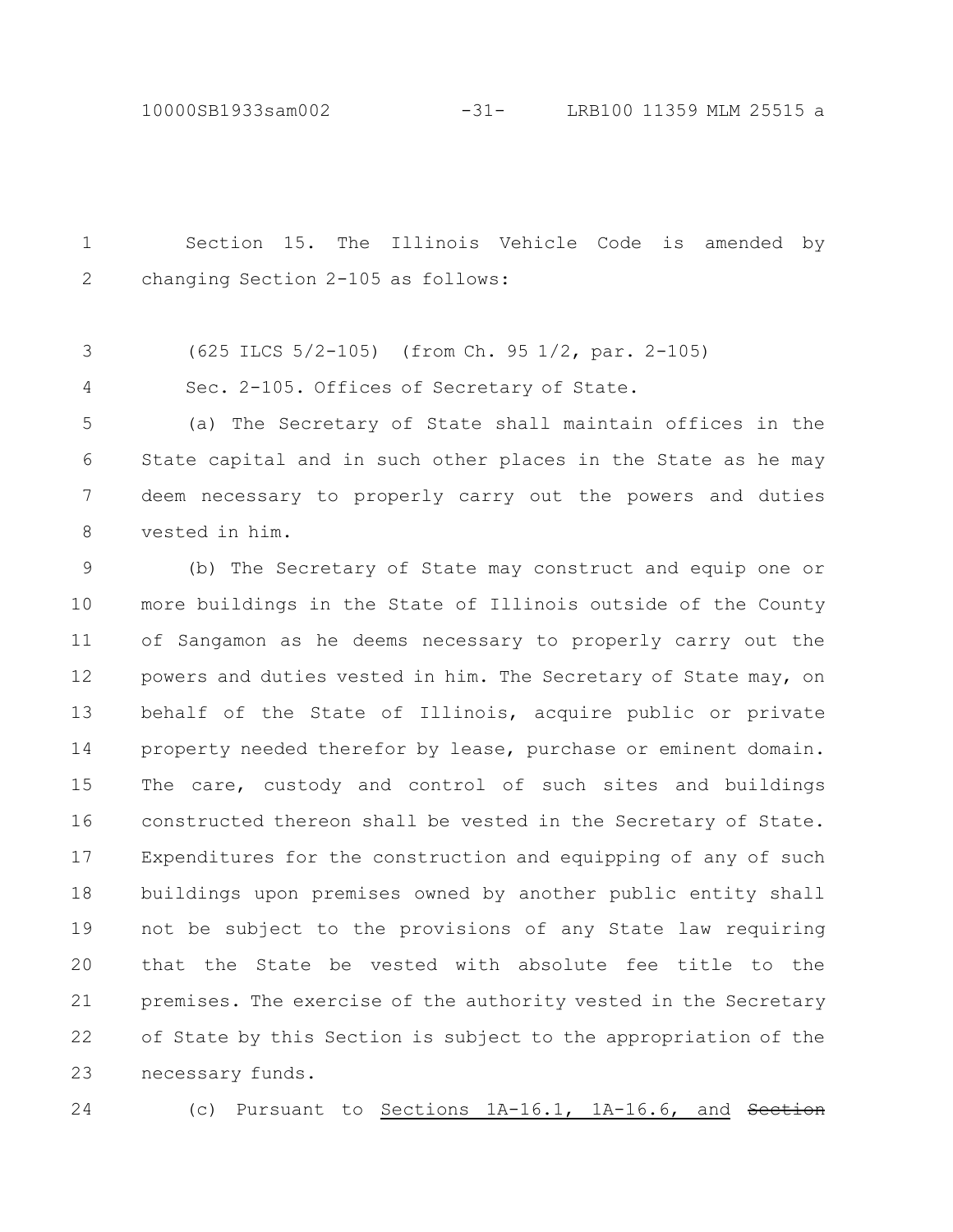Section 15. The Illinois Vehicle Code is amended by changing Section 2-105 as follows:

(625 ILCS 5/2-105) (from Ch. 95 1/2, par. 2-105)

Sec. 2-105. Offices of Secretary of State.

(a) The Secretary of State shall maintain offices in the State capital and in such other places in the State as he may deem necessary to properly carry out the powers and duties vested in him.

(b) The Secretary of State may construct and equip one or more buildings in the State of Illinois outside of the County of Sangamon as he deems necessary to properly carry out the powers and duties vested in him. The Secretary of State may, on behalf of the State of Illinois, acquire public or private property needed therefor by lease, purchase or eminent domain. The care, custody and control of such sites and buildings constructed thereon shall be vested in the Secretary of State. Expenditures for the construction and equipping of any of such buildings upon premises owned by another public entity shall not be subject to the provisions of any State law requiring that the State be vested with absolute fee title to the premises. The exercise of the authority vested in the Secretary of State by this Section is subject to the appropriation of the necessary funds.

(c) Pursuant to Sections 1A-16.1, 1A-16.6, and ~~Section~~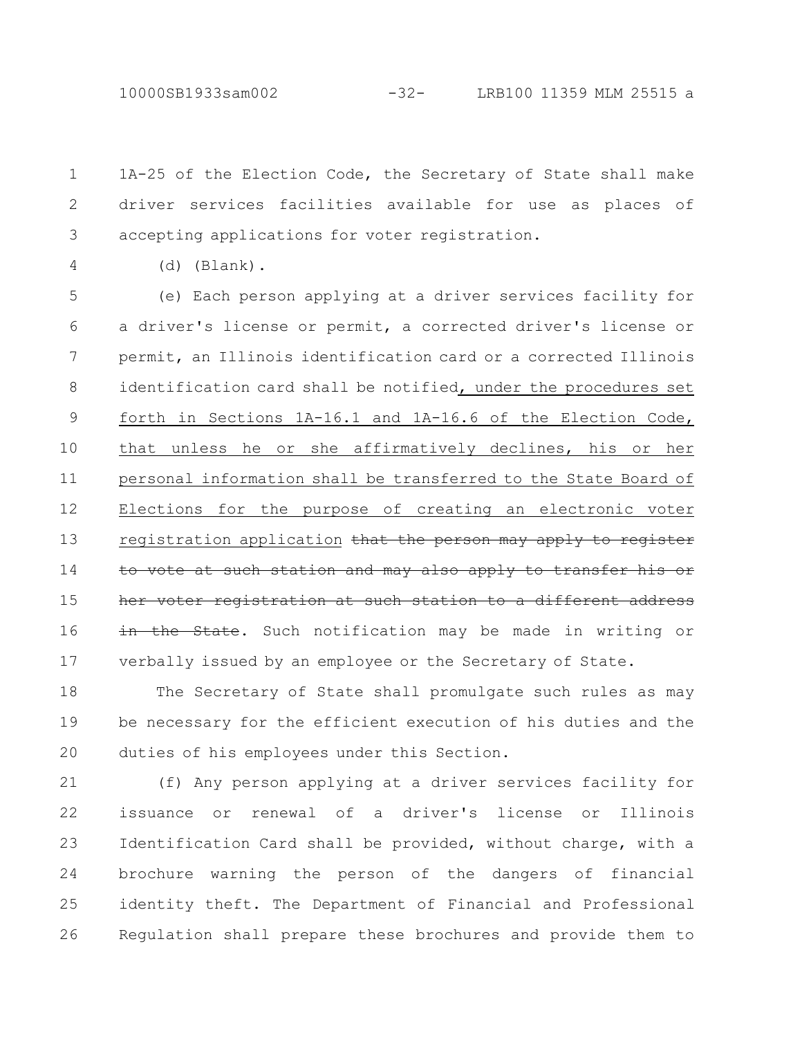1A-25 of the Election Code, the Secretary of State shall make driver services facilities available for use as places of accepting applications for voter registration.

(d) (Blank).

(e) Each person applying at a driver services facility for a driver's license or permit, a corrected driver's license or permit, an Illinois identification card or a corrected Illinois identification card shall be notified<u>, under the procedures set forth in Sections 1A-16.1 and 1A-16.6 of the Election Code, that unless he or she affirmatively declines, his or her personal information shall be transferred to the State Board of Elections for the purpose of creating an electronic voter registration application</u> ~~that the person may apply to register to vote at such station and may also apply to transfer his or her voter registration at such station to a different address in the State~~. Such notification may be made in writing or verbally issued by an employee or the Secretary of State.

The Secretary of State shall promulgate such rules as may be necessary for the efficient execution of his duties and the duties of his employees under this Section.

(f) Any person applying at a driver services facility for issuance or renewal of a driver's license or Illinois Identification Card shall be provided, without charge, with a brochure warning the person of the dangers of financial identity theft. The Department of Financial and Professional Regulation shall prepare these brochures and provide them to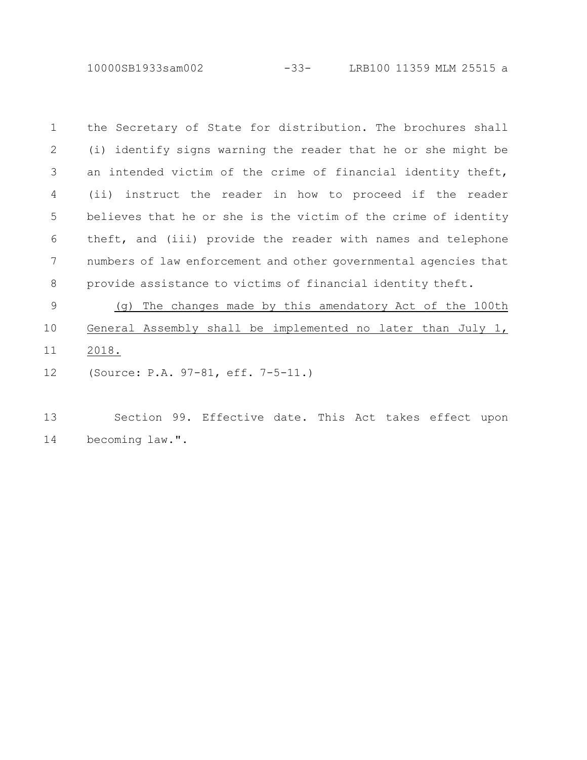the Secretary of State for distribution. The brochures shall (i) identify signs warning the reader that he or she might be an intended victim of the crime of financial identity theft, (ii) instruct the reader in how to proceed if the reader believes that he or she is the victim of the crime of identity theft, and (iii) provide the reader with names and telephone numbers of law enforcement and other governmental agencies that provide assistance to victims of financial identity theft.

<u>(g) The changes made by this amendatory Act of the 100th General Assembly shall be implemented no later than July 1, 2018.</u>

(Source: P.A. 97-81, eff. 7-5-11.)

Section 99. Effective date. This Act takes effect upon becoming law.".